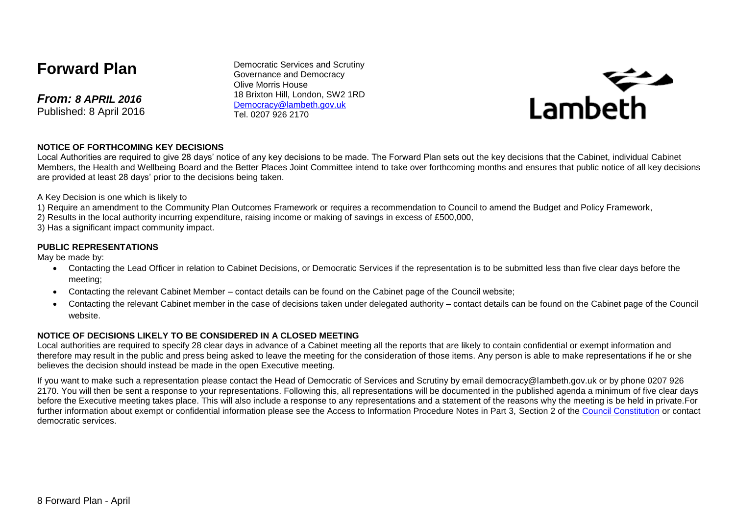# Forward Plan

***From: 8 APRIL 2016***
Published: 8 April 2016

Democratic Services and Scrutiny
Governance and Democracy
Olive Morris House
18 Brixton Hill, London, SW2 1RD
Democracy@lambeth.gov.uk
Tel. 0207 926 2170

Lambeth

**NOTICE OF FORTHCOMING KEY DECISIONS**

Local Authorities are required to give 28 days' notice of any key decisions to be made. The Forward Plan sets out the key decisions that the Cabinet, individual Cabinet Members, the Health and Wellbeing Board and the Better Places Joint Committee intend to take over forthcoming months and ensures that public notice of all key decisions are provided at least 28 days' prior to the decisions being taken.

A Key Decision is one which is likely to

1) Require an amendment to the Community Plan Outcomes Framework or requires a recommendation to Council to amend the Budget and Policy Framework,
2) Results in the local authority incurring expenditure, raising income or making of savings in excess of £500,000,
3) Has a significant impact community impact.

**PUBLIC REPRESENTATIONS**

May be made by:

- Contacting the Lead Officer in relation to Cabinet Decisions, or Democratic Services if the representation is to be submitted less than five clear days before the meeting;
- Contacting the relevant Cabinet Member – contact details can be found on the Cabinet page of the Council website;
- Contacting the relevant Cabinet member in the case of decisions taken under delegated authority – contact details can be found on the Cabinet page of the Council website.

**NOTICE OF DECISIONS LIKELY TO BE CONSIDERED IN A CLOSED MEETING**

Local authorities are required to specify 28 clear days in advance of a Cabinet meeting all the reports that are likely to contain confidential or exempt information and therefore may result in the public and press being asked to leave the meeting for the consideration of those items. Any person is able to make representations if he or she believes the decision should instead be made in the open Executive meeting.

If you want to make such a representation please contact the Head of Democratic of Services and Scrutiny by email democracy@lambeth.gov.uk or by phone 0207 926 2170. You will then be sent a response to your representations. Following this, all representations will be documented in the published agenda a minimum of five clear days before the Executive meeting takes place. This will also include a response to any representations and a statement of the reasons why the meeting is be held in private.For further information about exempt or confidential information please see the Access to Information Procedure Notes in Part 3, Section 2 of the Council Constitution or contact democratic services.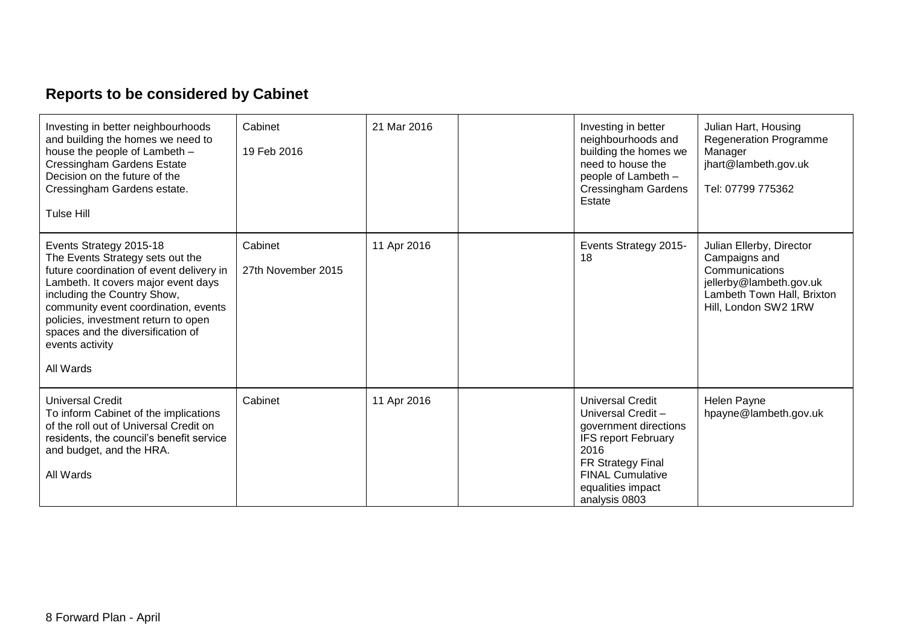## Reports to be considered by Cabinet

| | | | | | |
|---|---|---|---|---|---|
| Investing in better neighbourhoods and building the homes we need to house the people of Lambeth – Cressingham Gardens Estate Decision on the future of the Cressingham Gardens estate.<br><br>Tulse Hill | Cabinet<br><br>19 Feb 2016 | 21 Mar 2016 | | Investing in better neighbourhoods and building the homes we need to house the people of Lambeth – Cressingham Gardens Estate | Julian Hart, Housing Regeneration Programme Manager<br>jhart@lambeth.gov.uk<br><br>Tel: 07799 775362 |
| Events Strategy 2015-18<br>The Events Strategy sets out the future coordination of event delivery in Lambeth. It covers major event days including the Country Show, community event coordination, events policies, investment return to open spaces and the diversification of events activity<br><br>All Wards | Cabinet<br><br>27th November 2015 | 11 Apr 2016 | | Events Strategy 2015-18 | Julian Ellerby, Director Campaigns and Communications<br>jellerby@lambeth.gov.uk<br>Lambeth Town Hall, Brixton Hill, London SW2 1RW |
| Universal Credit<br>To inform Cabinet of the implications of the roll out of Universal Credit on residents, the council's benefit service and budget, and the HRA.<br><br>All Wards | Cabinet | 11 Apr 2016 | | Universal Credit<br>Universal Credit – government directions<br>IFS report February 2016<br>FR Strategy Final<br>FINAL Cumulative equalities impact analysis 0803 | Helen Payne<br>hpayne@lambeth.gov.uk |

8 Forward Plan - April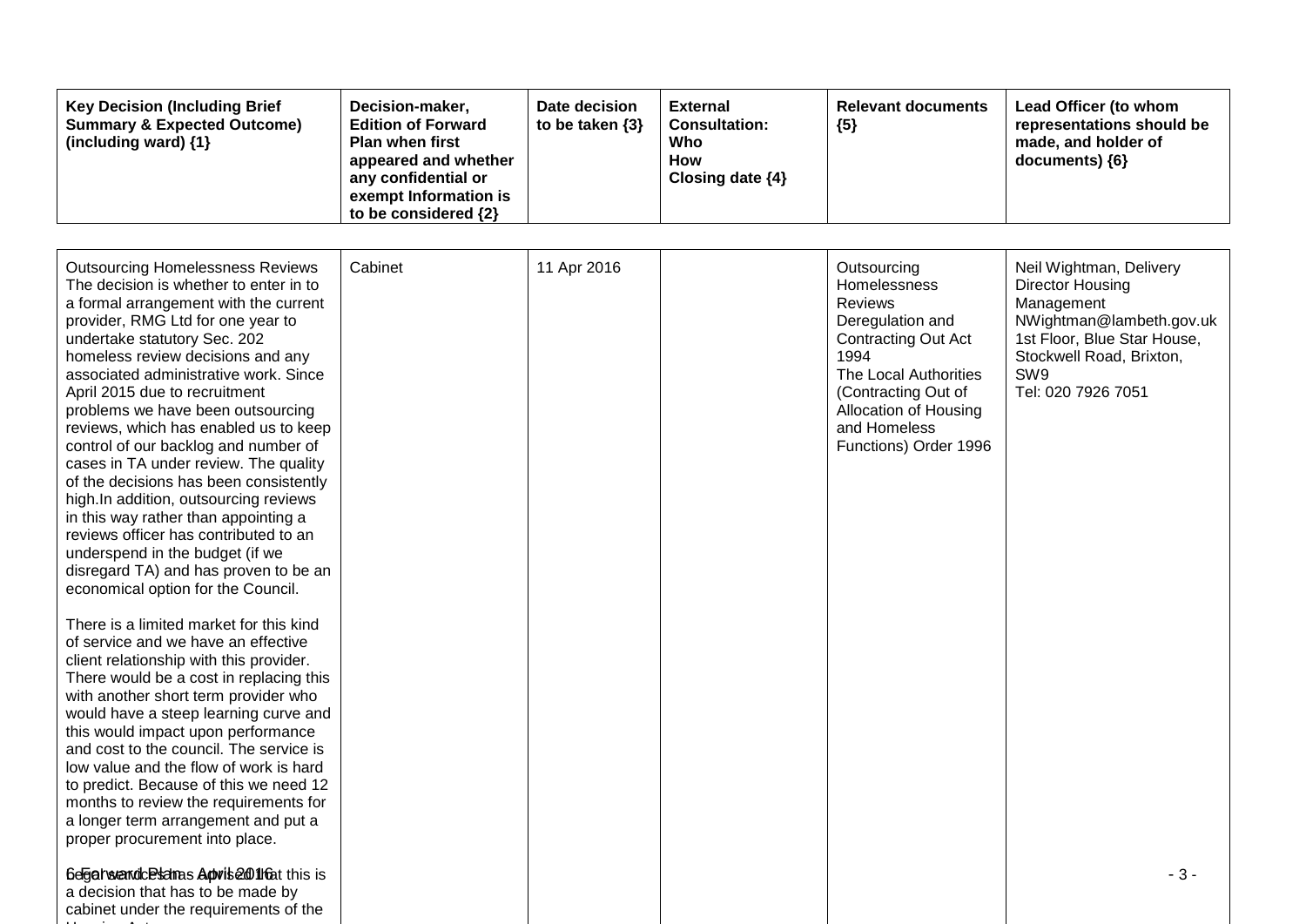| Key Decision (Including Brief Summary & Expected Outcome) (including ward) {1} | Decision-maker, Edition of Forward Plan when first appeared and whether any confidential or exempt Information is to be considered {2} | Date decision to be taken {3} | External Consultation: Who How Closing date {4} | Relevant documents {5} | Lead Officer (to whom representations should be made, and holder of documents) {6} |
|---|---|---|---|---|---|
| Outsourcing Homelessness Reviews<br>The decision is whether to enter in to a formal arrangement with the current provider, RMG Ltd for one year to undertake statutory Sec. 202 homeless review decisions and any associated administrative work. Since April 2015 due to recruitment problems we have been outsourcing reviews, which has enabled us to keep control of our backlog and number of cases in TA under review. The quality of the decisions has been consistently high.In addition, outsourcing reviews in this way rather than appointing a reviews officer has contributed to an underspend in the budget (if we disregard TA) and has proven to be an economical option for the Council.<br><br>There is a limited market for this kind of service and we have an effective client relationship with this provider. There would be a cost in replacing this with another short term provider who would have a steep learning curve and this would impact upon performance and cost to the council. The service is low value and the flow of work is hard to predict. Because of this we need 12 months to review the requirements for a longer term arrangement and put a proper procurement into place.<br><br>Legal services has advised that this is a decision that has to be made by cabinet under the requirements of the | Cabinet | 11 Apr 2016 | | Outsourcing Homelessness Reviews<br>Deregulation and Contracting Out Act 1994<br>The Local Authorities (Contracting Out of Allocation of Housing and Homeless Functions) Order 1996 | Neil Wightman, Delivery Director Housing Management<br>NWightman@lambeth.gov.uk<br>1st Floor, Blue Star House, Stockwell Road, Brixton, SW9<br>Tel: 020 7926 7051 |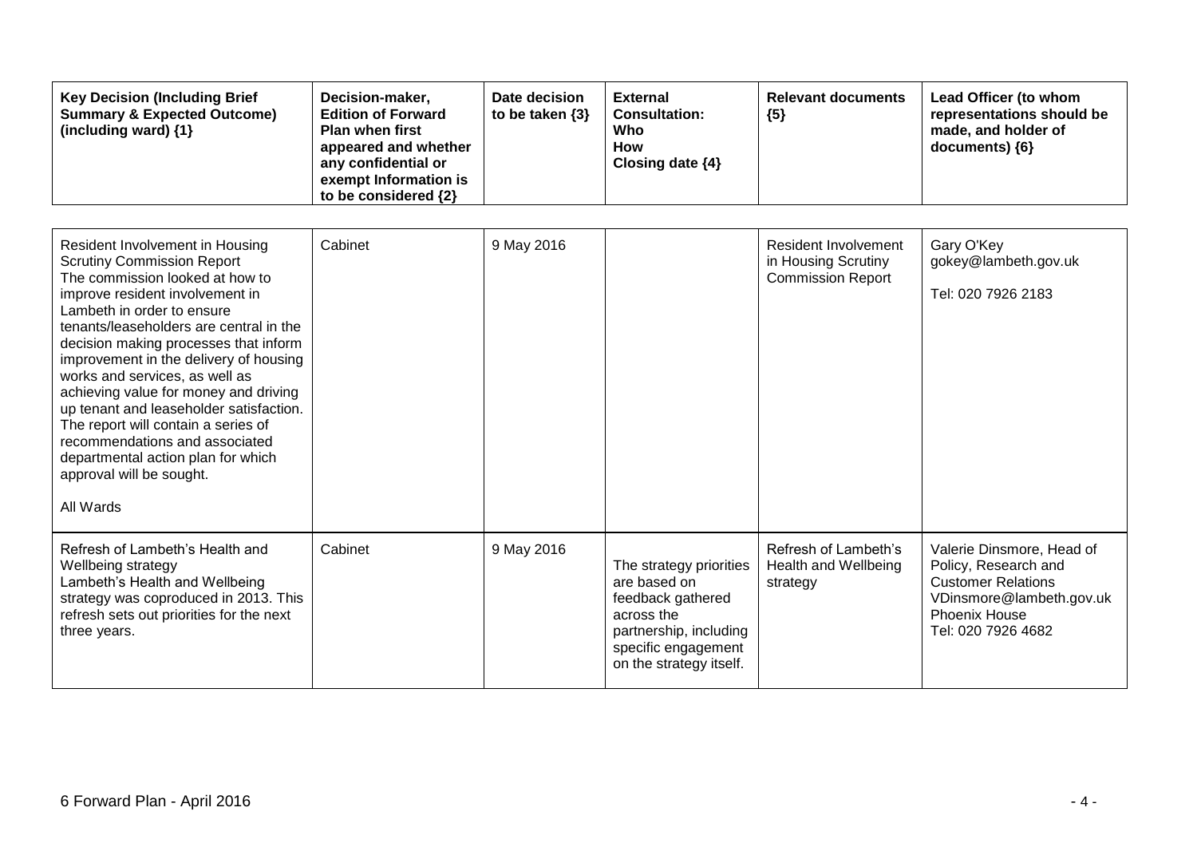| Key Decision (Including Brief Summary & Expected Outcome) (including ward) {1} | Decision-maker, Edition of Forward Plan when first appeared and whether any confidential or exempt Information is to be considered {2} | Date decision to be taken {3} | External Consultation: Who How Closing date {4} | Relevant documents {5} | Lead Officer (to whom representations should be made, and holder of documents) {6} |
|---|---|---|---|---|---|
| Resident Involvement in Housing Scrutiny Commission Report<br>The commission looked at how to improve resident involvement in Lambeth in order to ensure tenants/leaseholders are central in the decision making processes that inform improvement in the delivery of housing works and services, as well as achieving value for money and driving up tenant and leaseholder satisfaction. The report will contain a series of recommendations and associated departmental action plan for which approval will be sought.<br><br>All Wards | Cabinet | 9 May 2016 | | Resident Involvement in Housing Scrutiny Commission Report | Gary O'Key<br>gokey@lambeth.gov.uk<br><br>Tel: 020 7926 2183 |
| Refresh of Lambeth's Health and Wellbeing strategy<br>Lambeth's Health and Wellbeing strategy was coproduced in 2013. This refresh sets out priorities for the next three years. | Cabinet | 9 May 2016 | The strategy priorities are based on feedback gathered across the partnership, including specific engagement on the strategy itself. | Refresh of Lambeth's Health and Wellbeing strategy | Valerie Dinsmore, Head of Policy, Research and Customer Relations<br>VDinsmore@lambeth.gov.uk<br>Phoenix House<br>Tel: 020 7926 4682 |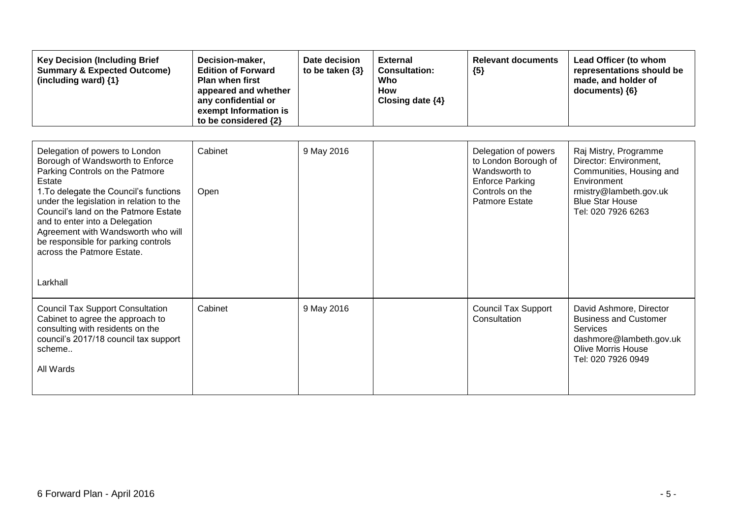| Key Decision (Including Brief Summary & Expected Outcome) (including ward) {1} | Decision-maker, Edition of Forward Plan when first appeared and whether any confidential or exempt Information is to be considered {2} | Date decision to be taken {3} | External Consultation: Who How Closing date {4} | Relevant documents {5} | Lead Officer (to whom representations should be made, and holder of documents) {6} |
|---|---|---|---|---|---|
| Delegation of powers to London Borough of Wandsworth to Enforce Parking Controls on the Patmore Estate<br>1.To delegate the Council's functions under the legislation in relation to the Council's land on the Patmore Estate and to enter into a Delegation Agreement with Wandsworth who will be responsible for parking controls across the Patmore Estate.<br><br>Larkhall | Cabinet<br><br>Open | 9 May 2016 | | Delegation of powers to London Borough of Wandsworth to Enforce Parking Controls on the Patmore Estate | Raj Mistry, Programme Director: Environment, Communities, Housing and Environment<br>rmistry@lambeth.gov.uk<br>Blue Star House<br>Tel: 020 7926 6263 |
| Council Tax Support Consultation<br>Cabinet to agree the approach to consulting with residents on the council's 2017/18 council tax support scheme..<br><br>All Wards | Cabinet | 9 May 2016 | | Council Tax Support Consultation | David Ashmore, Director Business and Customer Services<br>dashmore@lambeth.gov.uk<br>Olive Morris House<br>Tel: 020 7926 0949 |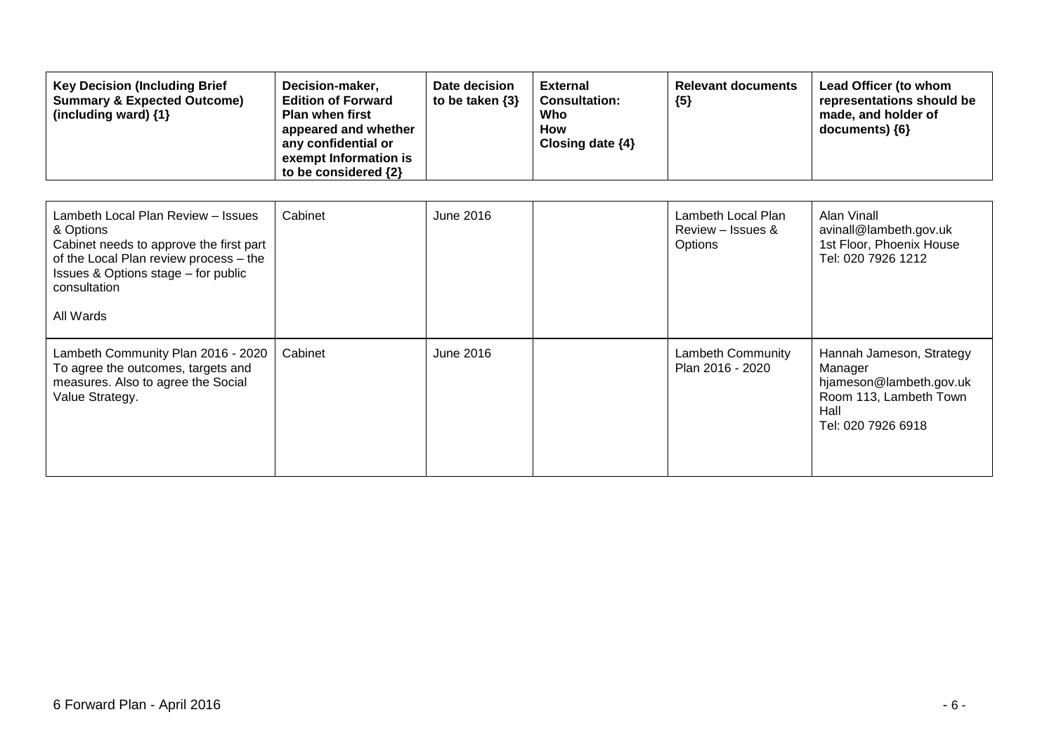| Key Decision (Including Brief Summary & Expected Outcome) (including ward) {1} | Decision-maker, Edition of Forward Plan when first appeared and whether any confidential or exempt Information is to be considered {2} | Date decision to be taken {3} | External Consultation: Who How Closing date {4} | Relevant documents {5} | Lead Officer (to whom representations should be made, and holder of documents) {6} |
|---|---|---|---|---|---|
| Lambeth Local Plan Review – Issues & Options<br>Cabinet needs to approve the first part of the Local Plan review process – the Issues & Options stage – for public consultation<br><br>All Wards | Cabinet | June 2016 | | Lambeth Local Plan Review – Issues & Options | Alan Vinall<br>avinall@lambeth.gov.uk<br>1st Floor, Phoenix House<br>Tel: 020 7926 1212 |
| Lambeth Community Plan 2016 - 2020<br>To agree the outcomes, targets and measures. Also to agree the Social Value Strategy. | Cabinet | June 2016 | | Lambeth Community Plan 2016 - 2020 | Hannah Jameson, Strategy Manager<br>hjameson@lambeth.gov.uk<br>Room 113, Lambeth Town Hall<br>Tel: 020 7926 6918 |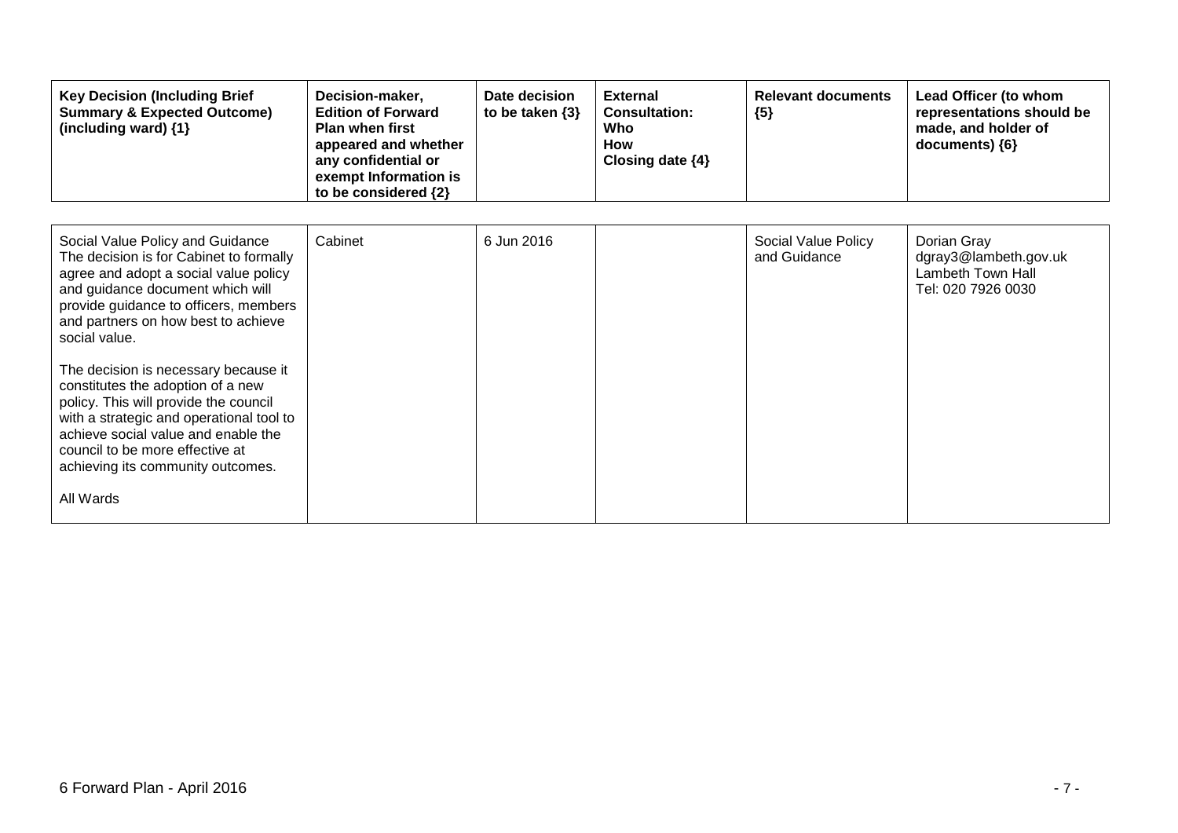| Key Decision (Including Brief Summary & Expected Outcome) (including ward) {1} | Decision-maker, Edition of Forward Plan when first appeared and whether any confidential or exempt Information is to be considered {2} | Date decision to be taken {3} | External Consultation: Who How Closing date {4} | Relevant documents {5} | Lead Officer (to whom representations should be made, and holder of documents) {6} |
|---|---|---|---|---|---|
| Social Value Policy and Guidance<br>The decision is for Cabinet to formally agree and adopt a social value policy and guidance document which will provide guidance to officers, members and partners on how best to achieve social value.<br><br>The decision is necessary because it constitutes the adoption of a new policy. This will provide the council with a strategic and operational tool to achieve social value and enable the council to be more effective at achieving its community outcomes.<br><br>All Wards | Cabinet | 6 Jun 2016 | | Social Value Policy and Guidance | Dorian Gray<br>dgray3@lambeth.gov.uk<br>Lambeth Town Hall<br>Tel: 020 7926 0030 |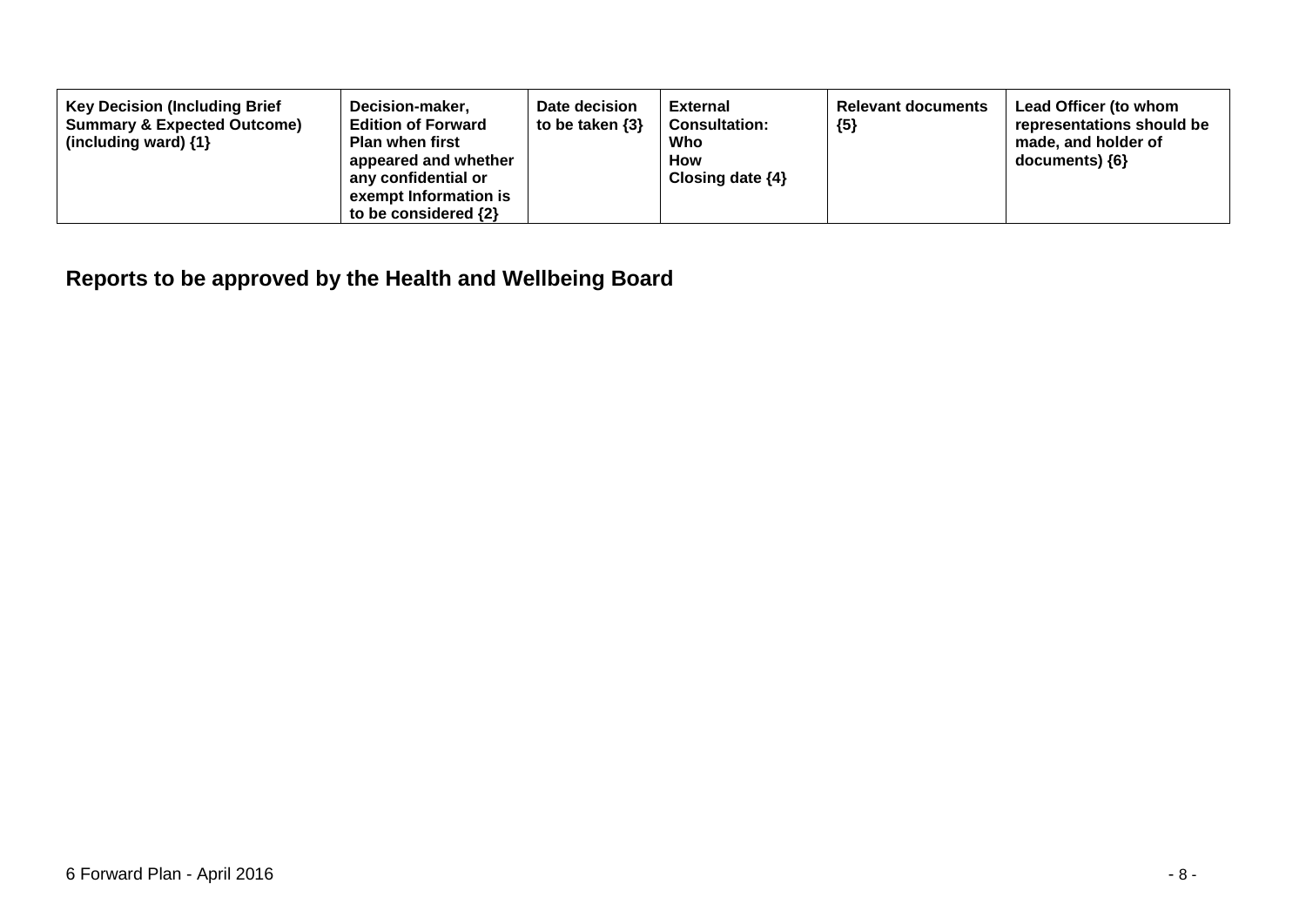| Key Decision (Including Brief Summary & Expected Outcome) (including ward) {1} | Decision-maker, Edition of Forward Plan when first appeared and whether any confidential or exempt Information is to be considered {2} | Date decision to be taken {3} | External Consultation: Who How Closing date {4} | Relevant documents {5} | Lead Officer (to whom representations should be made, and holder of documents) {6} |
|---|---|---|---|---|---|

## Reports to be approved by the Health and Wellbeing Board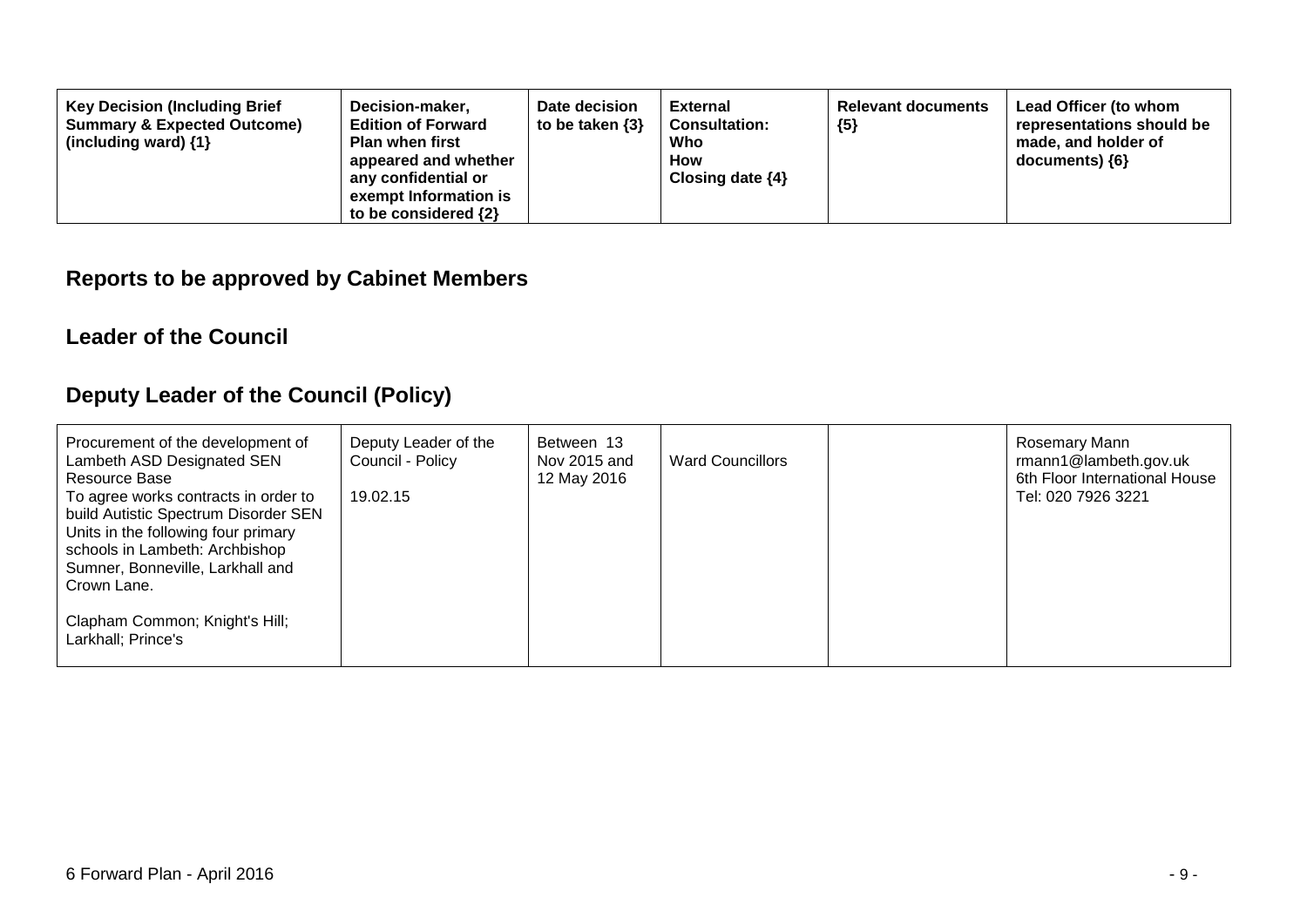| Key Decision (Including Brief Summary & Expected Outcome) (including ward) {1} | Decision-maker, Edition of Forward Plan when first appeared and whether any confidential or exempt Information is to be considered {2} | Date decision to be taken {3} | External Consultation: Who How Closing date {4} | Relevant documents {5} | Lead Officer (to whom representations should be made, and holder of documents) {6} |
|---|---|---|---|---|---|

## Reports to be approved by Cabinet Members

### Leader of the Council

### Deputy Leader of the Council (Policy)

| | | | | | |
|---|---|---|---|---|---|
| Procurement of the development of Lambeth ASD Designated SEN Resource Base<br>To agree works contracts in order to build Autistic Spectrum Disorder SEN Units in the following four primary schools in Lambeth: Archbishop Sumner, Bonneville, Larkhall and Crown Lane.<br><br>Clapham Common; Knight's Hill; Larkhall; Prince's | Deputy Leader of the Council - Policy<br><br>19.02.15 | Between 13 Nov 2015 and 12 May 2016 | Ward Councillors | | Rosemary Mann<br>rmann1@lambeth.gov.uk<br>6th Floor International House<br>Tel: 020 7926 3221 |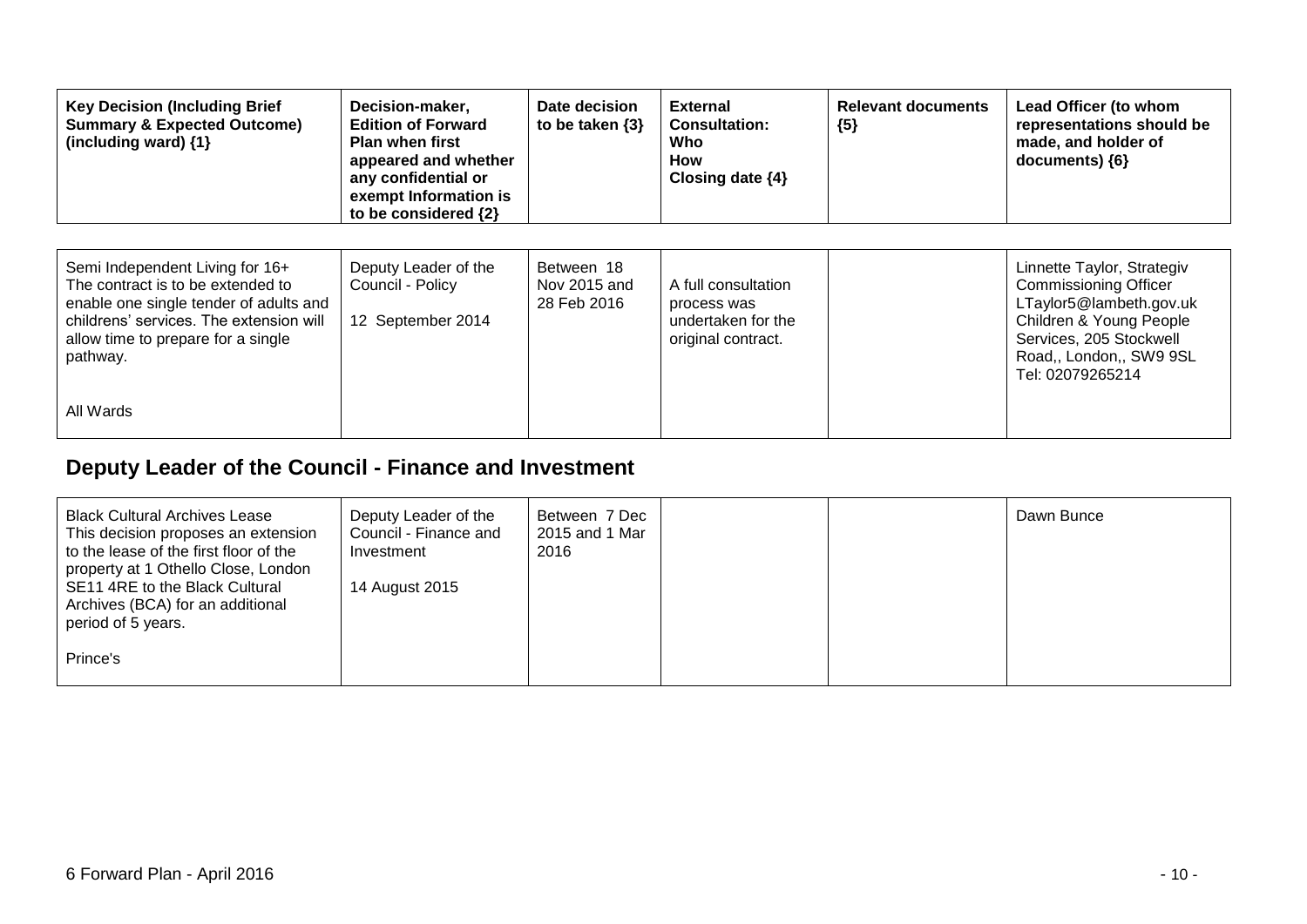| Key Decision (Including Brief Summary & Expected Outcome) (including ward) {1} | Decision-maker, Edition of Forward Plan when first appeared and whether any confidential or exempt Information is to be considered {2} | Date decision to be taken {3} | External Consultation: Who How Closing date {4} | Relevant documents {5} | Lead Officer (to whom representations should be made, and holder of documents) {6} |
|---|---|---|---|---|---|
| Semi Independent Living for 16+ The contract is to be extended to enable one single tender of adults and childrens' services. The extension will allow time to prepare for a single pathway.<br><br>All Wards | Deputy Leader of the Council - Policy<br><br>12 September 2014 | Between 18 Nov 2015 and 28 Feb 2016 | A full consultation process was undertaken for the original contract. | | Linnette Taylor, Strategiv Commissioning Officer LTaylor5@lambeth.gov.uk Children & Young People Services, 205 Stockwell Road,, London,, SW9 9SL Tel: 02079265214 |

## Deputy Leader of the Council - Finance and Investment

| Key Decision (Including Brief Summary & Expected Outcome) (including ward) {1} | Decision-maker, Edition of Forward Plan when first appeared and whether any confidential or exempt Information is to be considered {2} | Date decision to be taken {3} | External Consultation: Who How Closing date {4} | Relevant documents {5} | Lead Officer (to whom representations should be made, and holder of documents) {6} |
|---|---|---|---|---|---|
| Black Cultural Archives Lease This decision proposes an extension to the lease of the first floor of the property at 1 Othello Close, London SE11 4RE to the Black Cultural Archives (BCA) for an additional period of 5 years.<br><br>Prince's | Deputy Leader of the Council - Finance and Investment<br><br>14 August 2015 | Between 7 Dec 2015 and 1 Mar 2016 | | | Dawn Bunce |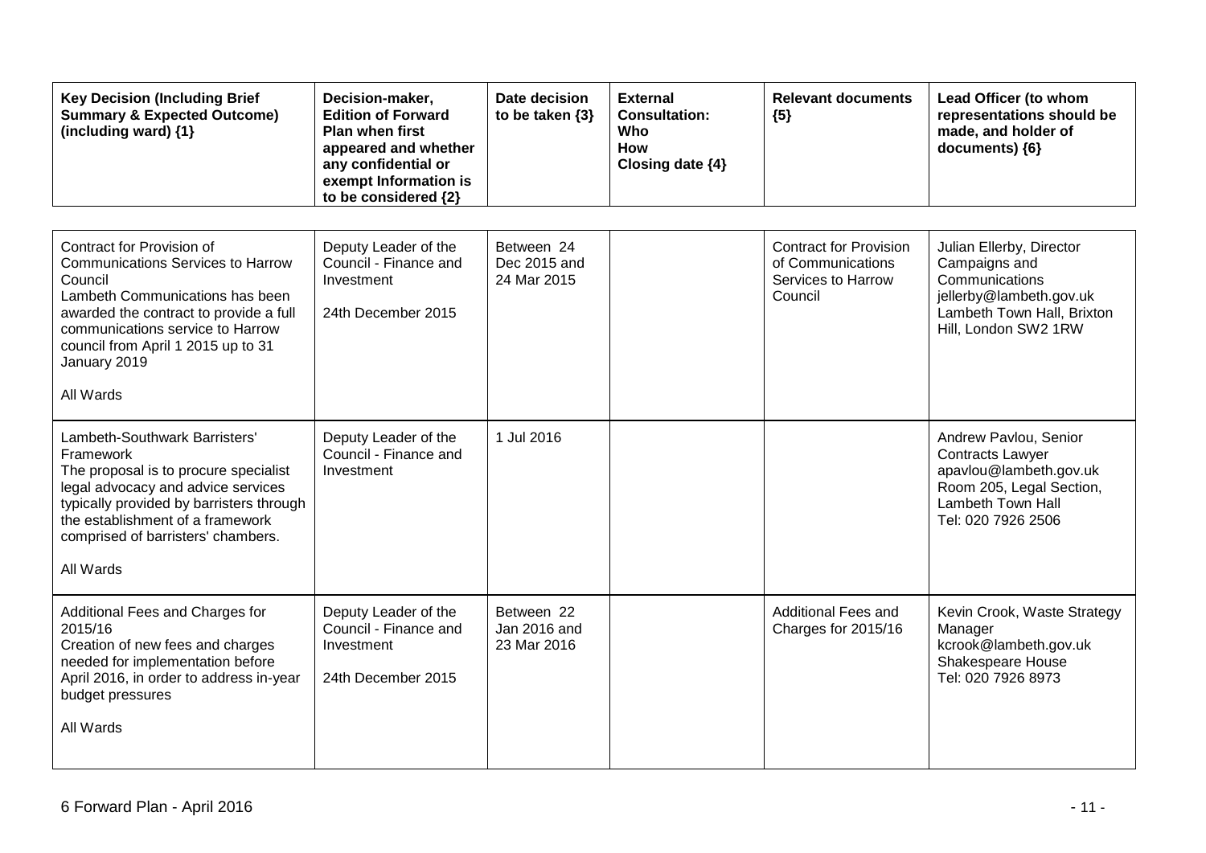| Key Decision (Including Brief Summary & Expected Outcome) (including ward) {1} | Decision-maker, Edition of Forward Plan when first appeared and whether any confidential or exempt Information is to be considered {2} | Date decision to be taken {3} | External Consultation: Who How Closing date {4} | Relevant documents {5} | Lead Officer (to whom representations should be made, and holder of documents) {6} |
|---|---|---|---|---|---|
| Contract for Provision of Communications Services to Harrow Council<br>Lambeth Communications has been awarded the contract to provide a full communications service to Harrow council from April 1 2015 up to 31 January 2019<br><br>All Wards | Deputy Leader of the Council - Finance and Investment<br><br>24th December 2015 | Between 24 Dec 2015 and 24 Mar 2015 | | Contract for Provision of Communications Services to Harrow Council | Julian Ellerby, Director Campaigns and Communications<br>jellerby@lambeth.gov.uk<br>Lambeth Town Hall, Brixton Hill, London SW2 1RW |
| Lambeth-Southwark Barristers' Framework<br>The proposal is to procure specialist legal advocacy and advice services typically provided by barristers through the establishment of a framework comprised of barristers' chambers.<br><br>All Wards | Deputy Leader of the Council - Finance and Investment | 1 Jul 2016 | | | Andrew Pavlou, Senior Contracts Lawyer<br>apavlou@lambeth.gov.uk<br>Room 205, Legal Section, Lambeth Town Hall<br>Tel: 020 7926 2506 |
| Additional Fees and Charges for 2015/16<br>Creation of new fees and charges needed for implementation before April 2016, in order to address in-year budget pressures<br><br>All Wards | Deputy Leader of the Council - Finance and Investment<br><br>24th December 2015 | Between 22 Jan 2016 and 23 Mar 2016 | | Additional Fees and Charges for 2015/16 | Kevin Crook, Waste Strategy Manager<br>kcrook@lambeth.gov.uk<br>Shakespeare House<br>Tel: 020 7926 8973 |

6 Forward Plan - April 2016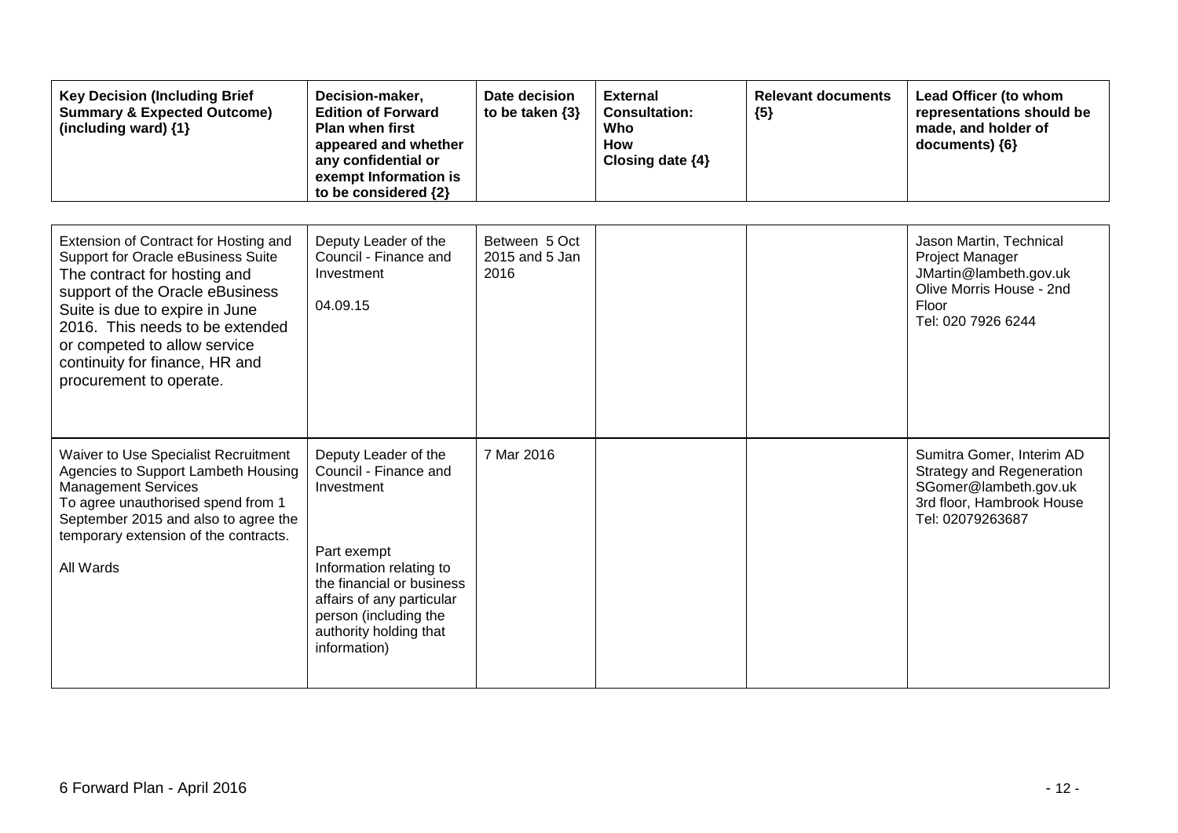| Key Decision (Including Brief Summary & Expected Outcome) (including ward) {1} | Decision-maker, Edition of Forward Plan when first appeared and whether any confidential or exempt Information is to be considered {2} | Date decision to be taken {3} | External Consultation: Who How Closing date {4} | Relevant documents {5} | Lead Officer (to whom representations should be made, and holder of documents) {6} |
|---|---|---|---|---|---|
| Extension of Contract for Hosting and Support for Oracle eBusiness Suite<br>The contract for hosting and support of the Oracle eBusiness Suite is due to expire in June 2016. This needs to be extended or competed to allow service continuity for finance, HR and procurement to operate. | Deputy Leader of the Council - Finance and Investment<br><br>04.09.15 | Between 5 Oct 2015 and 5 Jan 2016 | | | Jason Martin, Technical Project Manager<br>JMartin@lambeth.gov.uk<br>Olive Morris House - 2nd Floor<br>Tel: 020 7926 6244 |
| Waiver to Use Specialist Recruitment Agencies to Support Lambeth Housing Management Services<br>To agree unauthorised spend from 1 September 2015 and also to agree the temporary extension of the contracts.<br><br>All Wards | Deputy Leader of the Council - Finance and Investment<br><br>Part exempt<br>Information relating to the financial or business affairs of any particular person (including the authority holding that information) | 7 Mar 2016 | | | Sumitra Gomer, Interim AD Strategy and Regeneration<br>SGomer@lambeth.gov.uk<br>3rd floor, Hambrook House<br>Tel: 02079263687 |

6 Forward Plan - April 2016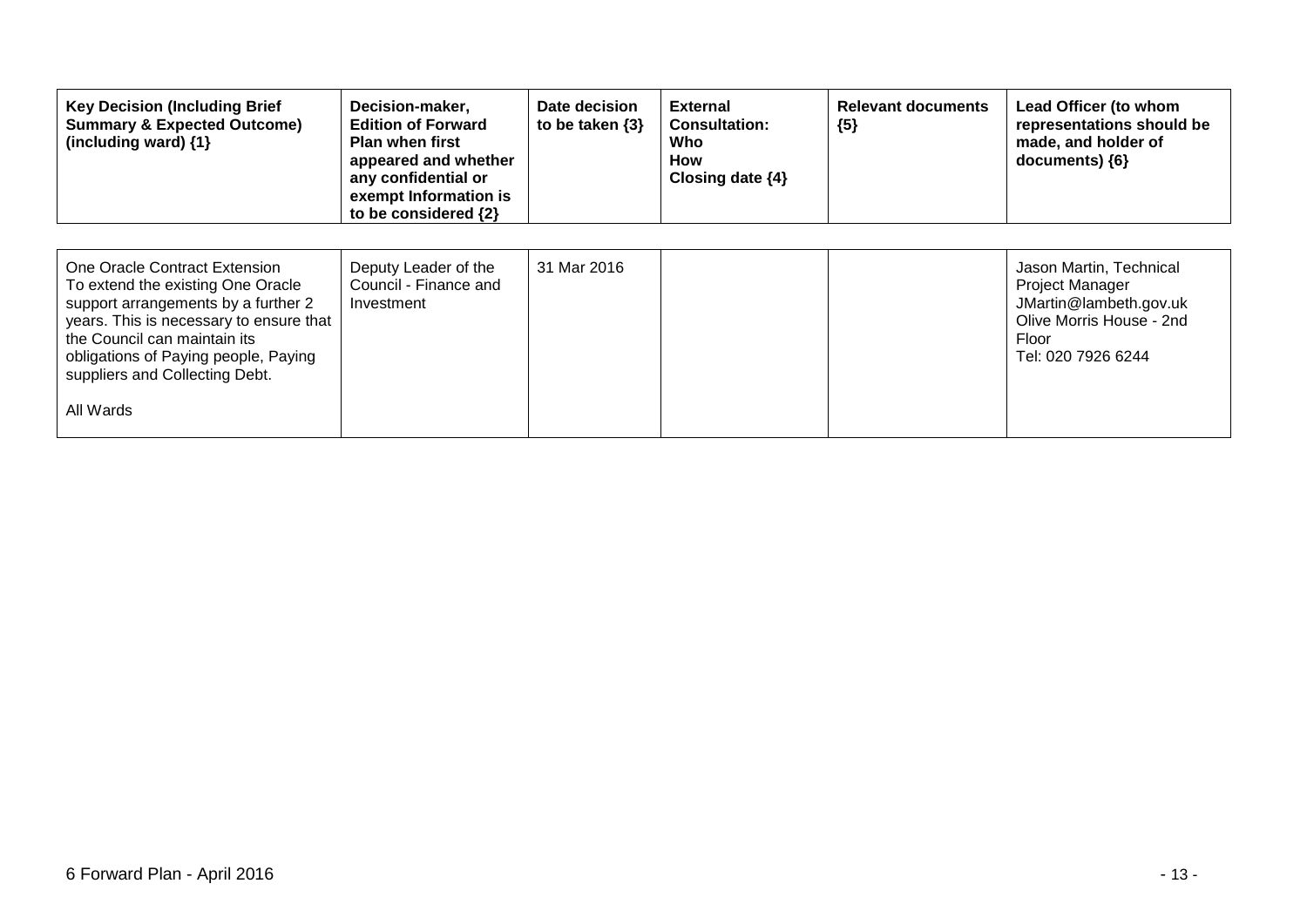| Key Decision (Including Brief Summary & Expected Outcome) (including ward) {1} | Decision-maker, Edition of Forward Plan when first appeared and whether any confidential or exempt Information is to be considered {2} | Date decision to be taken {3} | External Consultation: Who How Closing date {4} | Relevant documents {5} | Lead Officer (to whom representations should be made, and holder of documents) {6} |
|---|---|---|---|---|---|
| One Oracle Contract Extension<br>To extend the existing One Oracle support arrangements by a further 2 years. This is necessary to ensure that the Council can maintain its obligations of Paying people, Paying suppliers and Collecting Debt.<br><br>All Wards | Deputy Leader of the Council - Finance and Investment | 31 Mar 2016 | | | Jason Martin, Technical Project Manager<br>JMartin@lambeth.gov.uk<br>Olive Morris House - 2nd Floor<br>Tel: 020 7926 6244 |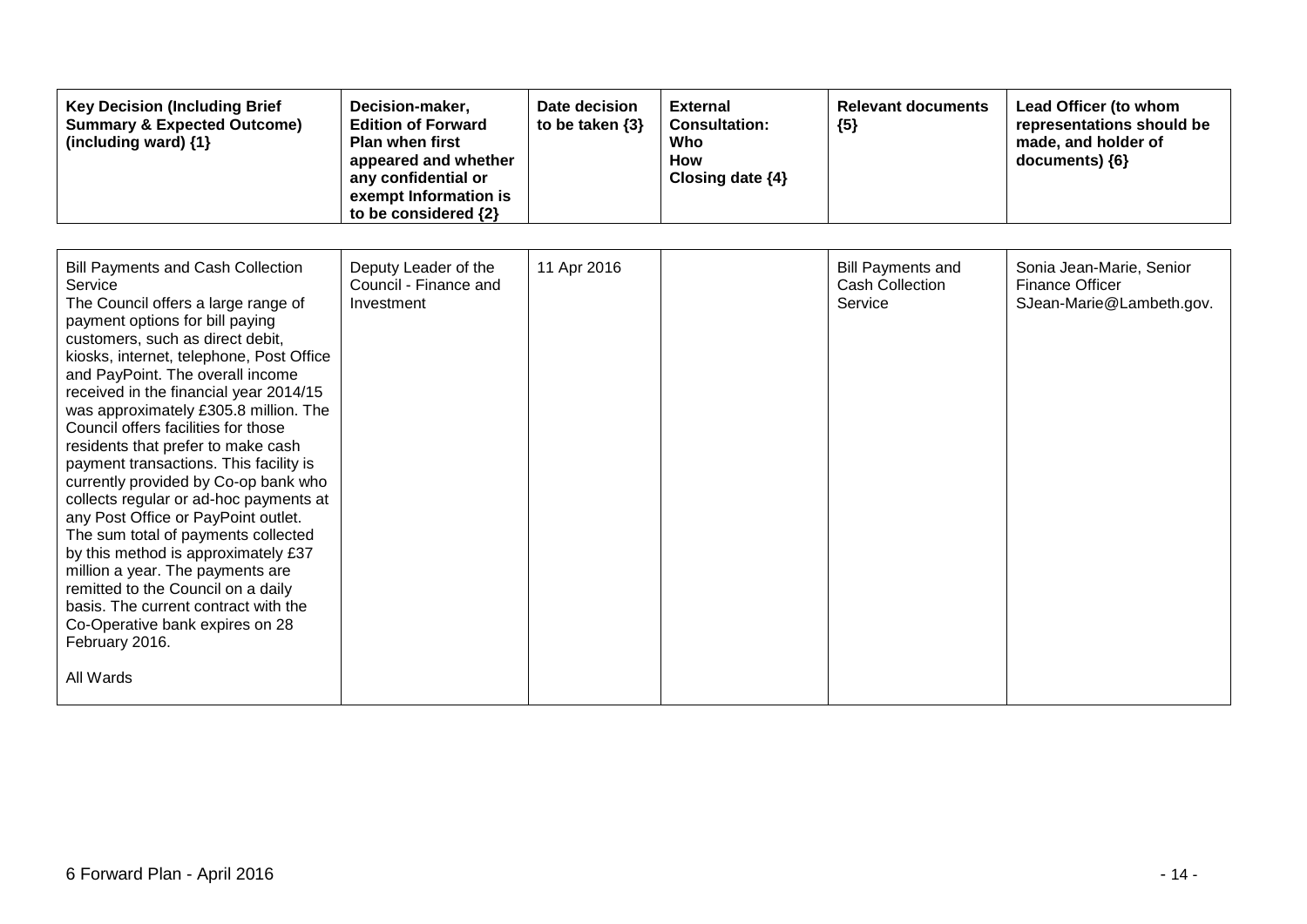| Key Decision (Including Brief Summary & Expected Outcome) (including ward) {1} | Decision-maker, Edition of Forward Plan when first appeared and whether any confidential or exempt Information is to be considered {2} | Date decision to be taken {3} | External Consultation: Who How Closing date {4} | Relevant documents {5} | Lead Officer (to whom representations should be made, and holder of documents) {6} |
| --- | --- | --- | --- | --- | --- |
| Bill Payments and Cash Collection Service<br>The Council offers a large range of payment options for bill paying customers, such as direct debit, kiosks, internet, telephone, Post Office and PayPoint. The overall income received in the financial year 2014/15 was approximately £305.8 million. The Council offers facilities for those residents that prefer to make cash payment transactions. This facility is currently provided by Co-op bank who collects regular or ad-hoc payments at any Post Office or PayPoint outlet. The sum total of payments collected by this method is approximately £37 million a year. The payments are remitted to the Council on a daily basis. The current contract with the Co-Operative bank expires on 28 February 2016.<br><br>All Wards | Deputy Leader of the Council - Finance and Investment | 11 Apr 2016 | | Bill Payments and Cash Collection Service | Sonia Jean-Marie, Senior Finance Officer<br>SJean-Marie@Lambeth.gov. |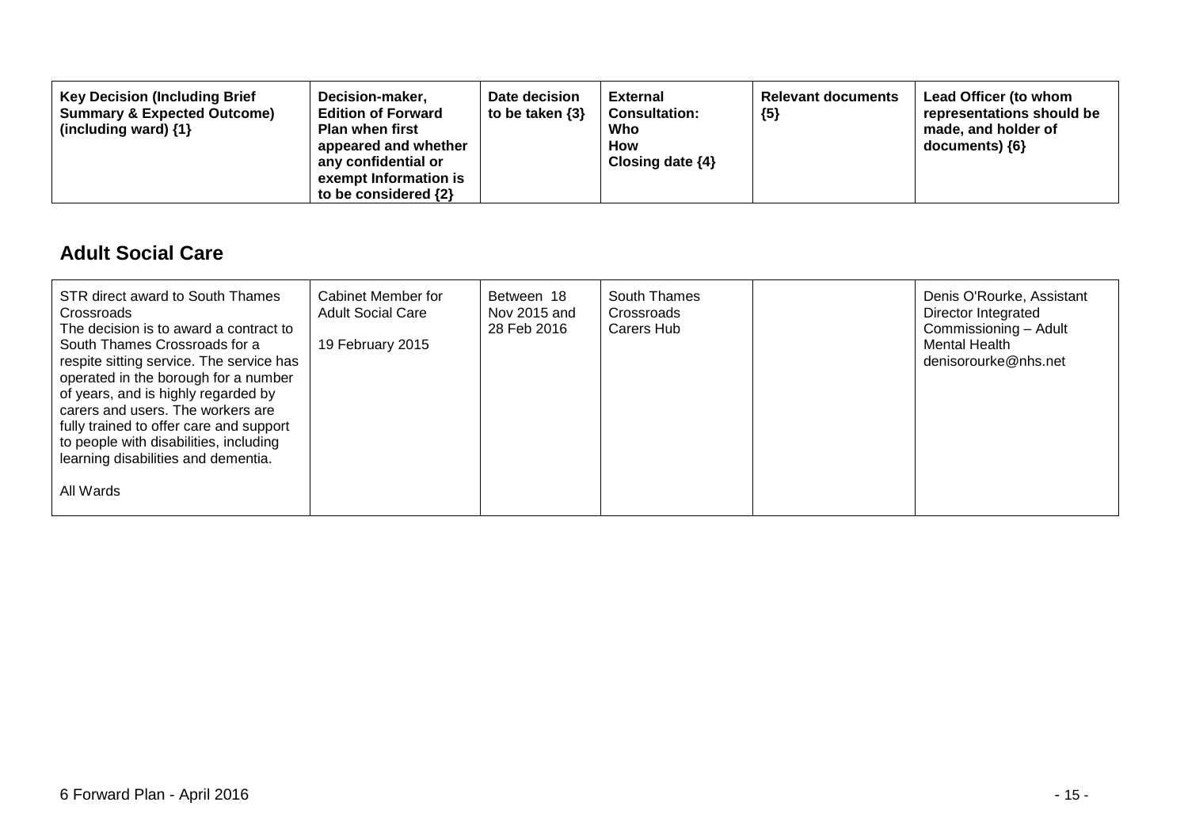| Key Decision (Including Brief Summary & Expected Outcome) (including ward) {1} | Decision-maker, Edition of Forward Plan when first appeared and whether any confidential or exempt Information is to be considered {2} | Date decision to be taken {3} | External Consultation: Who How Closing date {4} | Relevant documents {5} | Lead Officer (to whom representations should be made, and holder of documents) {6} |
|---|---|---|---|---|---|

## Adult Social Care

| | | | | | |
|---|---|---|---|---|---|
| STR direct award to South Thames Crossroads<br>The decision is to award a contract to South Thames Crossroads for a respite sitting service. The service has operated in the borough for a number of years, and is highly regarded by carers and users. The workers are fully trained to offer care and support to people with disabilities, including learning disabilities and dementia.<br><br>All Wards | Cabinet Member for Adult Social Care<br><br>19 February 2015 | Between 18 Nov 2015 and 28 Feb 2016 | South Thames Crossroads Carers Hub | | Denis O'Rourke, Assistant Director Integrated Commissioning – Adult Mental Health<br>denisorourke@nhs.net |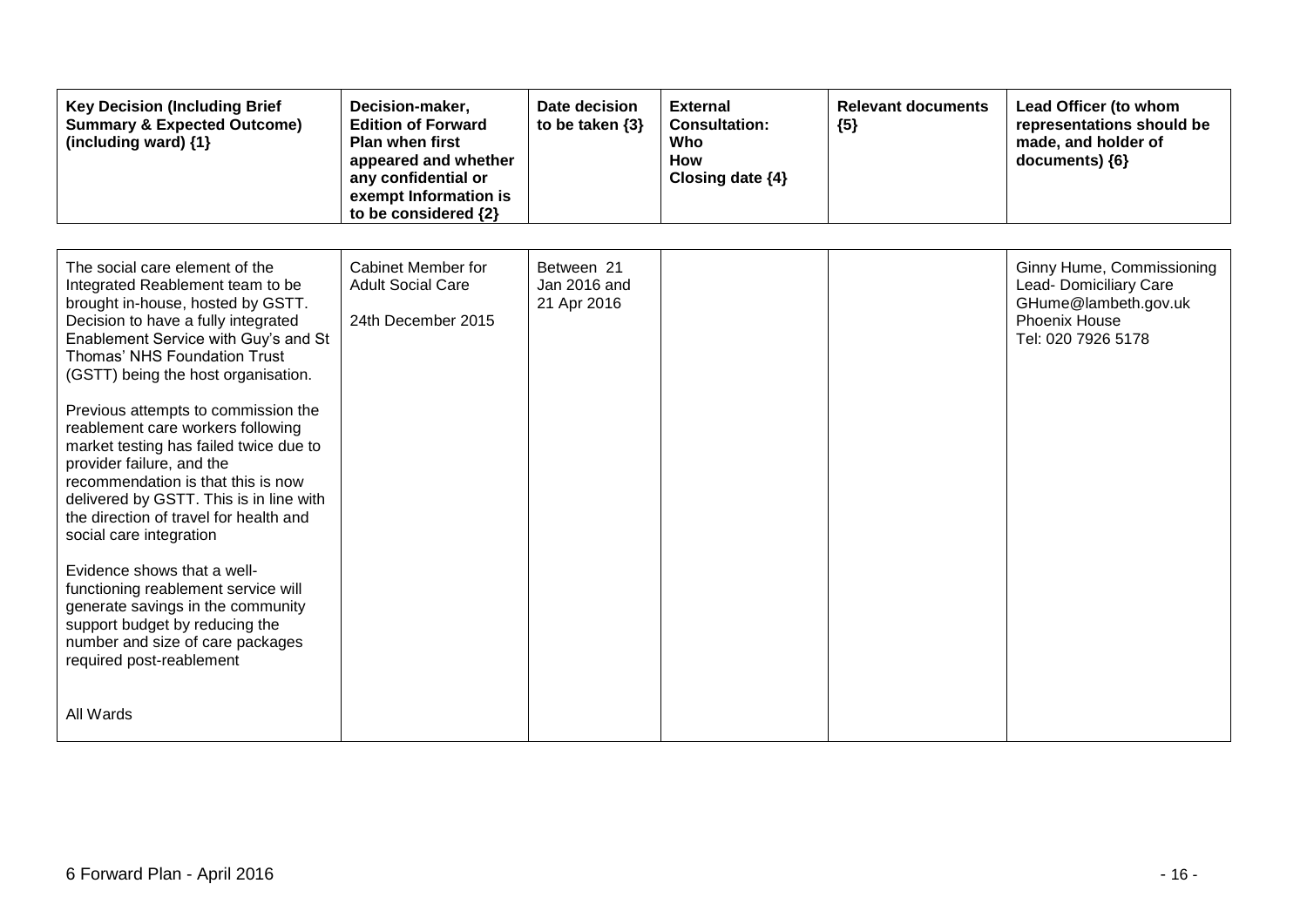| Key Decision (Including Brief Summary & Expected Outcome) (including ward) {1} | Decision-maker, Edition of Forward Plan when first appeared and whether any confidential or exempt Information is to be considered {2} | Date decision to be taken {3} | External Consultation: Who How Closing date {4} | Relevant documents {5} | Lead Officer (to whom representations should be made, and holder of documents) {6} |
|---|---|---|---|---|---|
| The social care element of the Integrated Reablement team to be brought in-house, hosted by GSTT. Decision to have a fully integrated Enablement Service with Guy's and St Thomas' NHS Foundation Trust (GSTT) being the host organisation.<br><br>Previous attempts to commission the reablement care workers following market testing has failed twice due to provider failure, and the recommendation is that this is now delivered by GSTT. This is in line with the direction of travel for health and social care integration<br><br>Evidence shows that a well-functioning reablement service will generate savings in the community support budget by reducing the number and size of care packages required post-reablement<br><br>All Wards | Cabinet Member for Adult Social Care<br><br>24th December 2015 | Between 21 Jan 2016 and 21 Apr 2016 | | | Ginny Hume, Commissioning Lead- Domiciliary Care<br>GHume@lambeth.gov.uk<br>Phoenix House<br>Tel: 020 7926 5178 |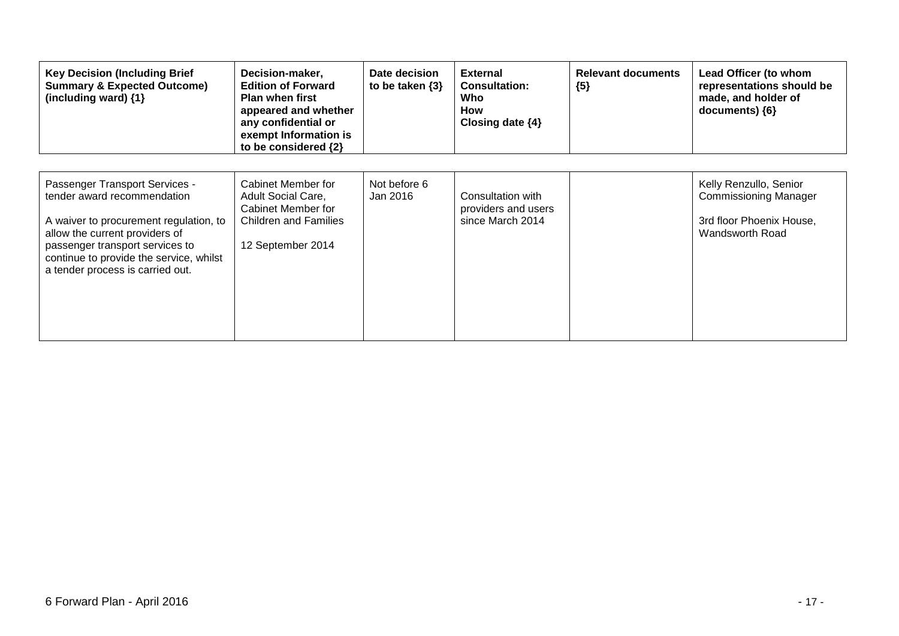| Key Decision (Including Brief Summary & Expected Outcome) (including ward) {1} | Decision-maker, Edition of Forward Plan when first appeared and whether any confidential or exempt Information is to be considered {2} | Date decision to be taken {3} | External Consultation: Who How Closing date {4} | Relevant documents {5} | Lead Officer (to whom representations should be made, and holder of documents) {6} |
|---|---|---|---|---|---|
| Passenger Transport Services - tender award recommendation<br><br>A waiver to procurement regulation, to allow the current providers of passenger transport services to continue to provide the service, whilst a tender process is carried out. | Cabinet Member for Adult Social Care, Cabinet Member for Children and Families<br><br>12 September 2014 | Not before 6 Jan 2016 | Consultation with providers and users since March 2014 | | Kelly Renzullo, Senior Commissioning Manager<br><br>3rd floor Phoenix House, Wandsworth Road |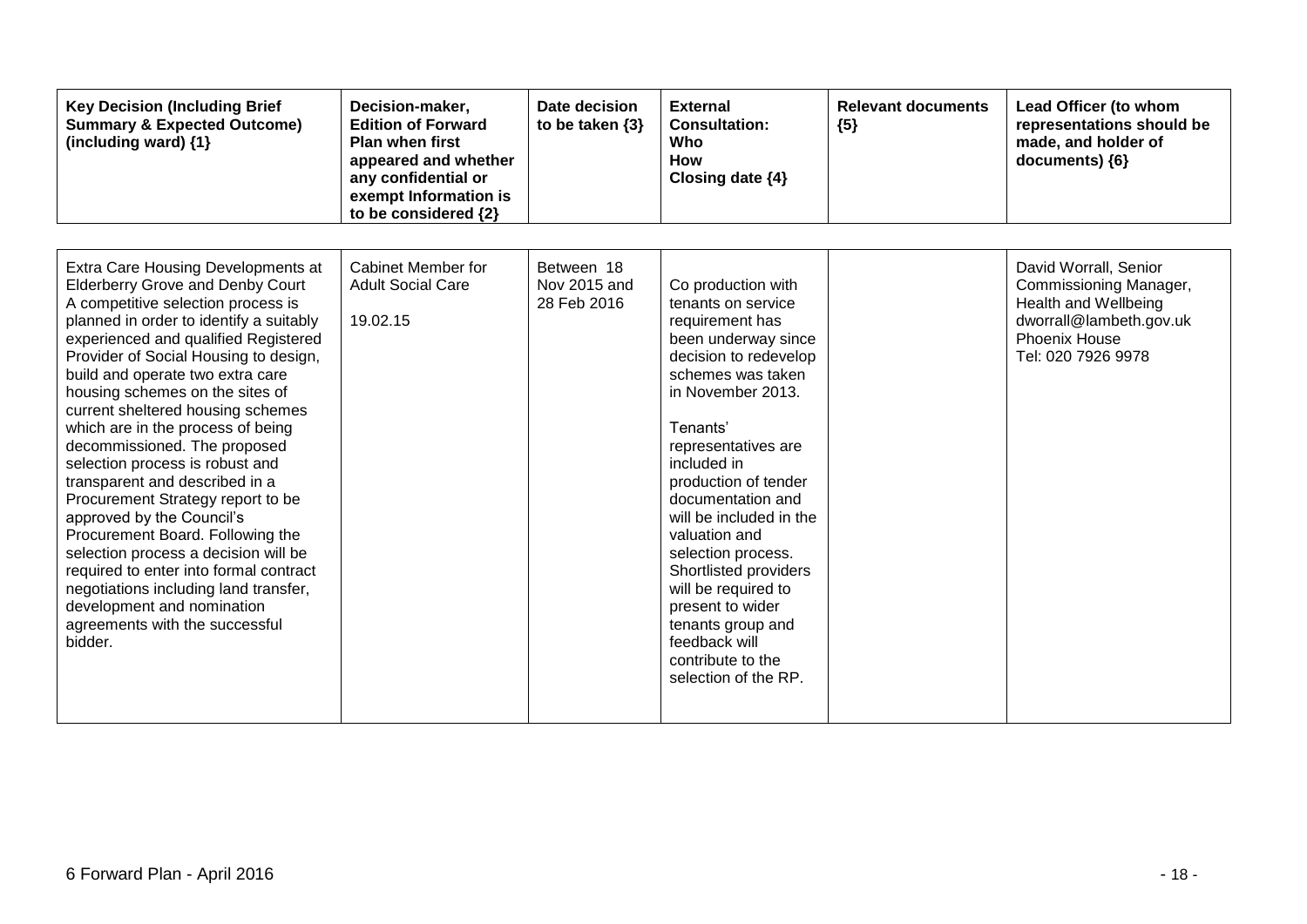| Key Decision (Including Brief Summary & Expected Outcome) (including ward) {1} | Decision-maker, Edition of Forward Plan when first appeared and whether any confidential or exempt Information is to be considered {2} | Date decision to be taken {3} | External Consultation: Who How Closing date {4} | Relevant documents {5} | Lead Officer (to whom representations should be made, and holder of documents) {6} |
|---|---|---|---|---|---|
| Extra Care Housing Developments at Elderberry Grove and Denby Court<br>A competitive selection process is planned in order to identify a suitably experienced and qualified Registered Provider of Social Housing to design, build and operate two extra care housing schemes on the sites of current sheltered housing schemes which are in the process of being decommissioned. The proposed selection process is robust and transparent and described in a Procurement Strategy report to be approved by the Council's Procurement Board. Following the selection process a decision will be required to enter into formal contract negotiations including land transfer, development and nomination agreements with the successful bidder. | Cabinet Member for Adult Social Care<br><br>19.02.15 | Between 18 Nov 2015 and 28 Feb 2016 | Co production with tenants on service requirement has been underway since decision to redevelop schemes was taken in November 2013.<br><br>Tenants' representatives are included in production of tender documentation and will be included in the valuation and selection process. Shortlisted providers will be required to present to wider tenants group and feedback will contribute to the selection of the RP. | | David Worrall, Senior Commissioning Manager, Health and Wellbeing<br>dworrall@lambeth.gov.uk<br>Phoenix House<br>Tel: 020 7926 9978 |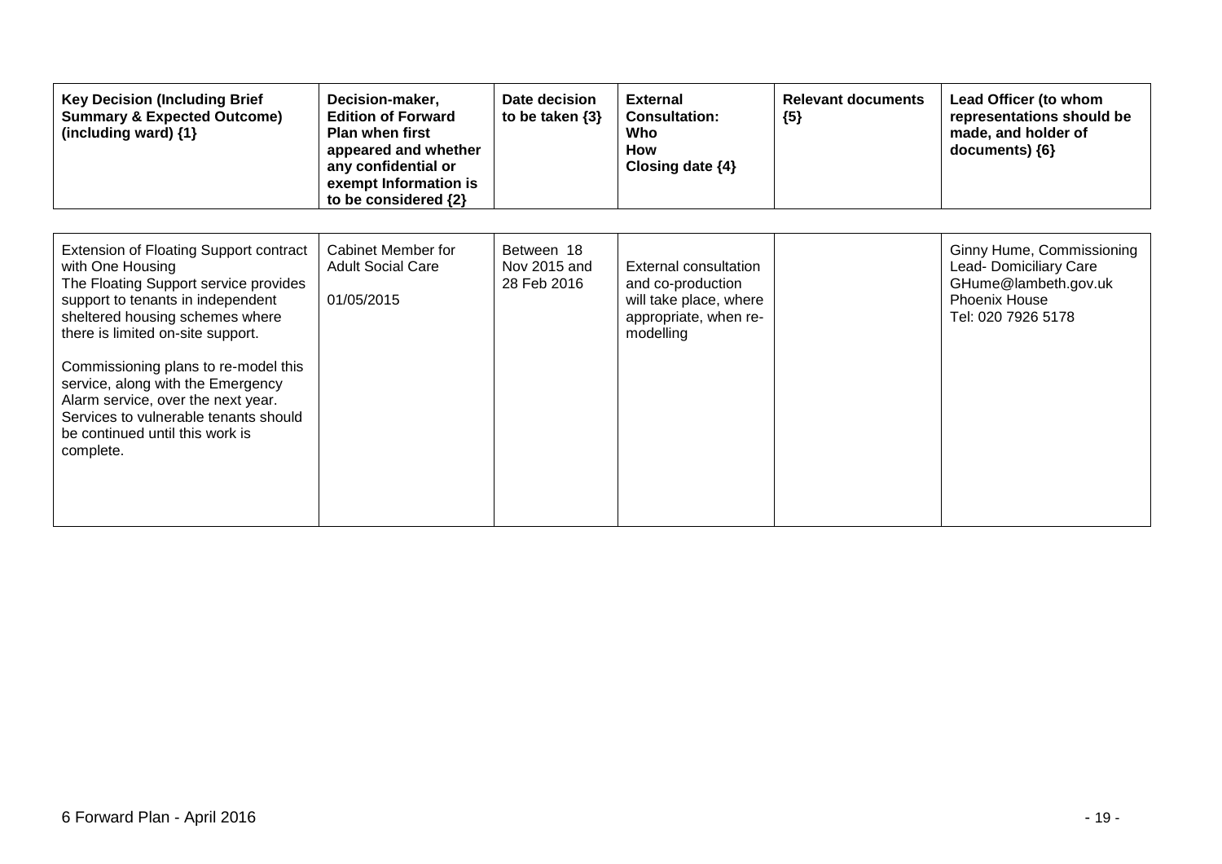| Key Decision (Including Brief Summary & Expected Outcome) (including ward) {1} | Decision-maker, Edition of Forward Plan when first appeared and whether any confidential or exempt Information is to be considered {2} | Date decision to be taken {3} | External Consultation: Who How Closing date {4} | Relevant documents {5} | Lead Officer (to whom representations should be made, and holder of documents) {6} |
|---|---|---|---|---|---|
| Extension of Floating Support contract with One Housing<br>The Floating Support service provides support to tenants in independent sheltered housing schemes where there is limited on-site support.<br><br>Commissioning plans to re-model this service, along with the Emergency Alarm service, over the next year. Services to vulnerable tenants should be continued until this work is complete. | Cabinet Member for Adult Social Care<br><br>01/05/2015 | Between 18 Nov 2015 and 28 Feb 2016 | External consultation and co-production will take place, where appropriate, when re-modelling | | Ginny Hume, Commissioning Lead- Domiciliary Care<br>GHume@lambeth.gov.uk<br>Phoenix House<br>Tel: 020 7926 5178 |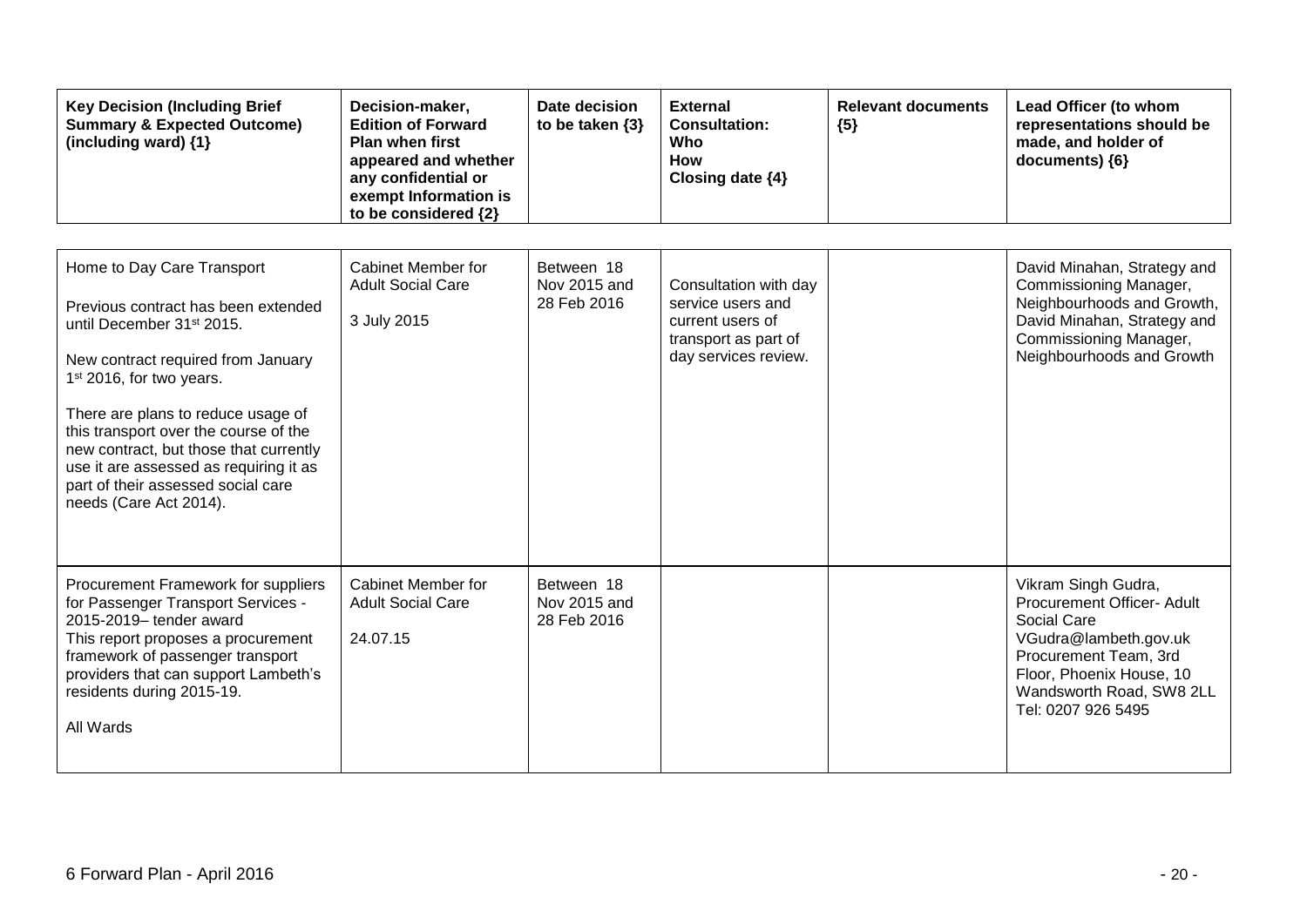| Key Decision (Including Brief Summary & Expected Outcome) (including ward) {1} | Decision-maker, Edition of Forward Plan when first appeared and whether any confidential or exempt Information is to be considered {2} | Date decision to be taken {3} | External Consultation: Who How Closing date {4} | Relevant documents {5} | Lead Officer (to whom representations should be made, and holder of documents) {6} |
|---|---|---|---|---|---|
| Home to Day Care Transport<br><br>Previous contract has been extended until December 31st 2015.<br><br>New contract required from January 1st 2016, for two years.<br><br>There are plans to reduce usage of this transport over the course of the new contract, but those that currently use it are assessed as requiring it as part of their assessed social care needs (Care Act 2014). | Cabinet Member for Adult Social Care<br><br>3 July 2015 | Between 18 Nov 2015 and 28 Feb 2016 | Consultation with day service users and current users of transport as part of day services review. | | David Minahan, Strategy and Commissioning Manager, Neighbourhoods and Growth, David Minahan, Strategy and Commissioning Manager, Neighbourhoods and Growth |
| Procurement Framework for suppliers for Passenger Transport Services - 2015-2019– tender award<br>This report proposes a procurement framework of passenger transport providers that can support Lambeth's residents during 2015-19.<br><br>All Wards | Cabinet Member for Adult Social Care<br><br>24.07.15 | Between 18 Nov 2015 and 28 Feb 2016 | | | Vikram Singh Gudra, Procurement Officer- Adult Social Care<br>VGudra@lambeth.gov.uk<br>Procurement Team, 3rd Floor, Phoenix House, 10 Wandsworth Road, SW8 2LL<br>Tel: 0207 926 5495 |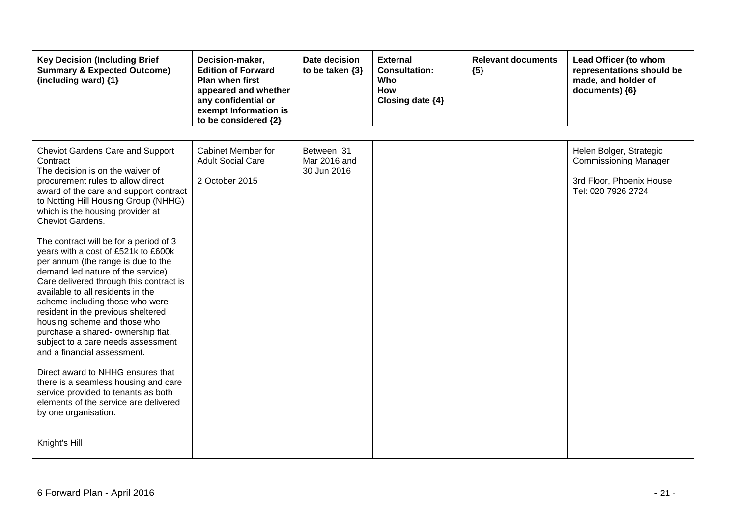| Key Decision (Including Brief Summary & Expected Outcome) (including ward) {1} | Decision-maker, Edition of Forward Plan when first appeared and whether any confidential or exempt Information is to be considered {2} | Date decision to be taken {3} | External Consultation: Who How Closing date {4} | Relevant documents {5} | Lead Officer (to whom representations should be made, and holder of documents) {6} |
|---|---|---|---|---|---|
| Cheviot Gardens Care and Support Contract<br>The decision is on the waiver of procurement rules to allow direct award of the care and support contract to Notting Hill Housing Group (NHHG) which is the housing provider at Cheviot Gardens.<br><br>The contract will be for a period of 3 years with a cost of £521k to £600k per annum (the range is due to the demand led nature of the service). Care delivered through this contract is available to all residents in the scheme including those who were resident in the previous sheltered housing scheme and those who purchase a shared- ownership flat, subject to a care needs assessment and a financial assessment.<br><br>Direct award to NHHG ensures that there is a seamless housing and care service provided to tenants as both elements of the service are delivered by one organisation.<br><br>Knight's Hill | Cabinet Member for Adult Social Care<br><br>2 October 2015 | Between 31 Mar 2016 and 30 Jun 2016 | | | Helen Bolger, Strategic Commissioning Manager<br><br>3rd Floor, Phoenix House<br>Tel: 020 7926 2724 |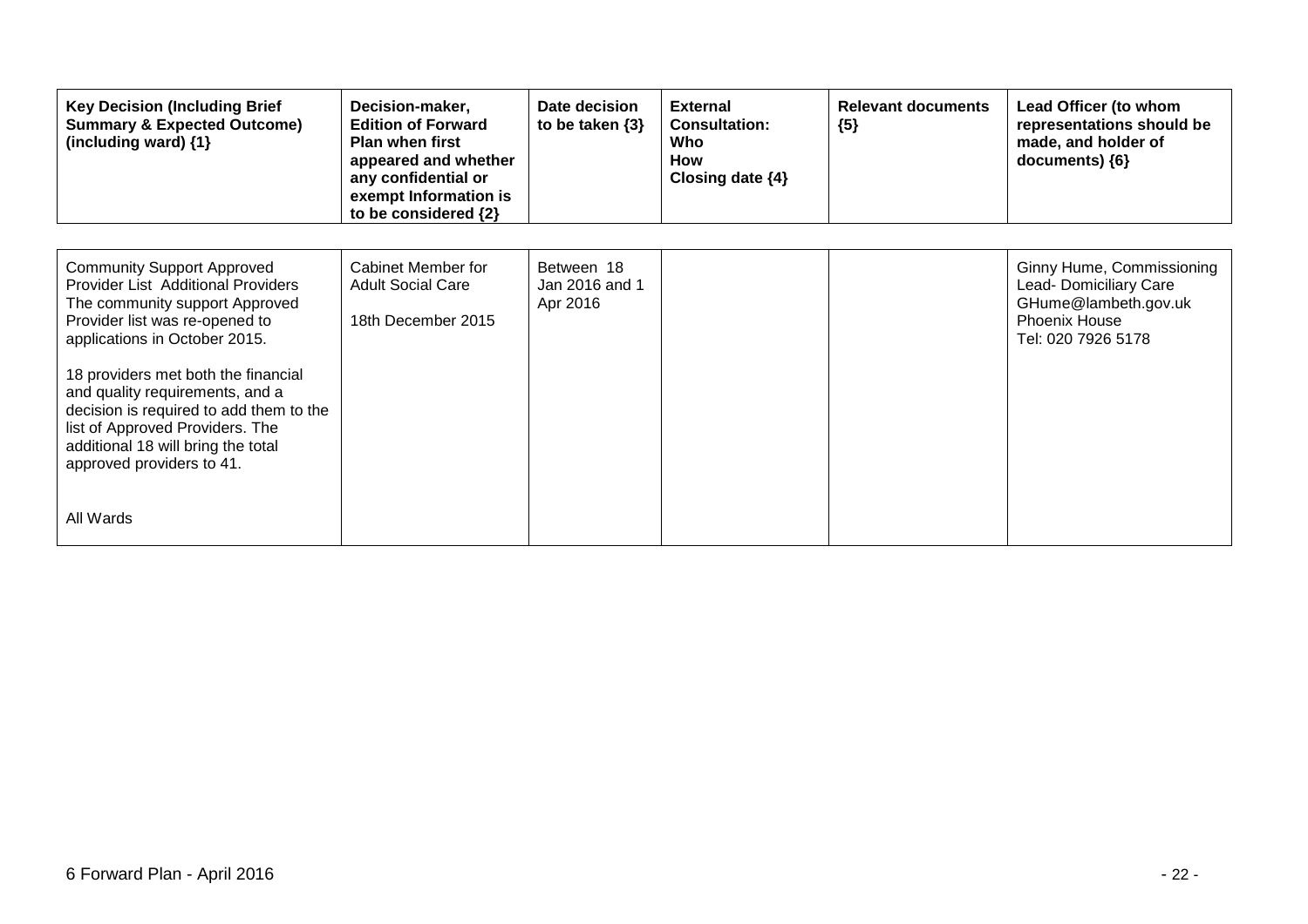| Key Decision (Including Brief Summary & Expected Outcome) (including ward) {1} | Decision-maker, Edition of Forward Plan when first appeared and whether any confidential or exempt Information is to be considered {2} | Date decision to be taken {3} | External Consultation: Who How Closing date {4} | Relevant documents {5} | Lead Officer (to whom representations should be made, and holder of documents) {6} |
|---|---|---|---|---|---|
| Community Support Approved Provider List Additional Providers The community support Approved Provider list was re-opened to applications in October 2015.<br><br>18 providers met both the financial and quality requirements, and a decision is required to add them to the list of Approved Providers. The additional 18 will bring the total approved providers to 41.<br><br>All Wards | Cabinet Member for Adult Social Care<br><br>18th December 2015 | Between 18 Jan 2016 and 1 Apr 2016 | | | Ginny Hume, Commissioning Lead- Domiciliary Care GHume@lambeth.gov.uk Phoenix House Tel: 020 7926 5178 |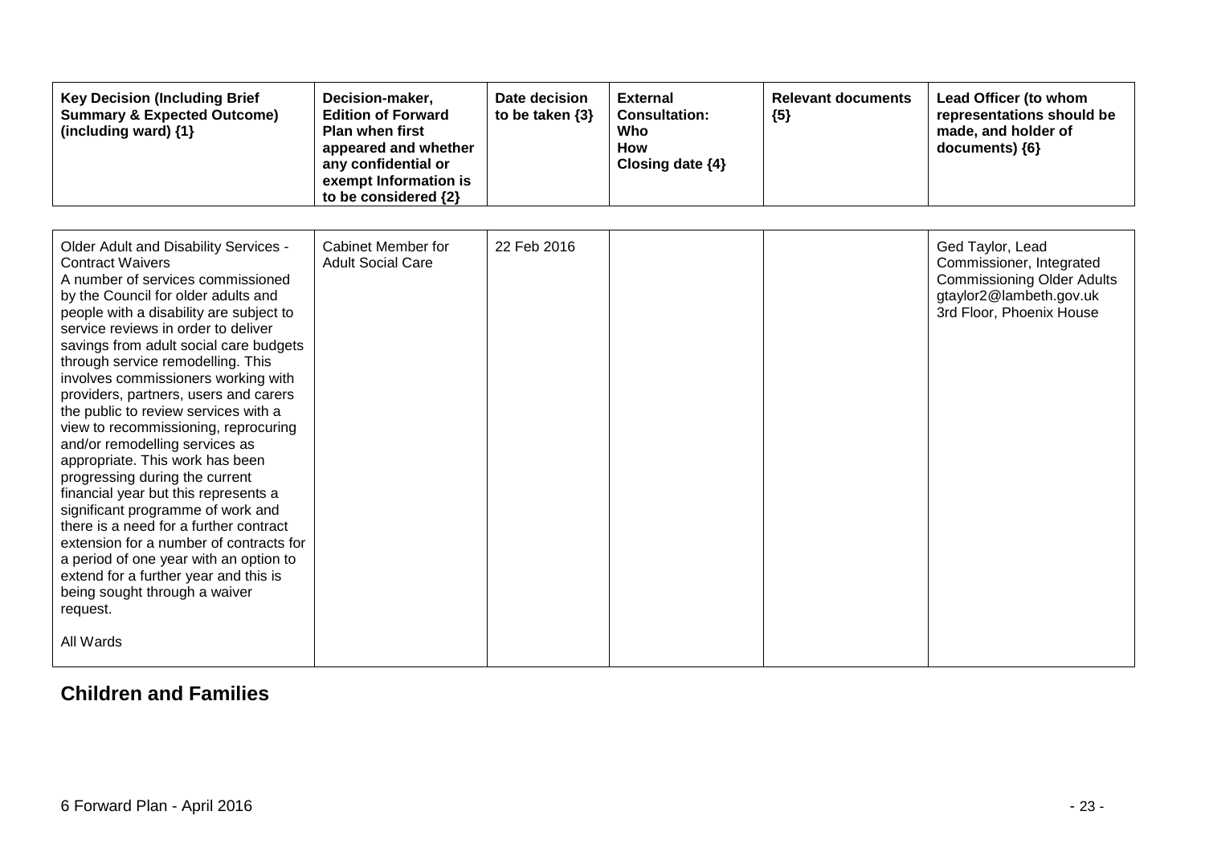| Key Decision (Including Brief Summary & Expected Outcome) (including ward) {1} | Decision-maker, Edition of Forward Plan when first appeared and whether any confidential or exempt Information is to be considered {2} | Date decision to be taken {3} | External Consultation: Who How Closing date {4} | Relevant documents {5} | Lead Officer (to whom representations should be made, and holder of documents) {6} |
|---|---|---|---|---|---|
| Older Adult and Disability Services - Contract Waivers<br>A number of services commissioned by the Council for older adults and people with a disability are subject to service reviews in order to deliver savings from adult social care budgets through service remodelling. This involves commissioners working with providers, partners, users and carers the public to review services with a view to recommissioning, reprocuring and/or remodelling services as appropriate. This work has been progressing during the current financial year but this represents a significant programme of work and there is a need for a further contract extension for a number of contracts for a period of one year with an option to extend for a further year and this is being sought through a waiver request.<br><br>All Wards | Cabinet Member for Adult Social Care | 22 Feb 2016 | | | Ged Taylor, Lead Commissioner, Integrated Commissioning Older Adults<br>gtaylor2@lambeth.gov.uk<br>3rd Floor, Phoenix House |

## Children and Families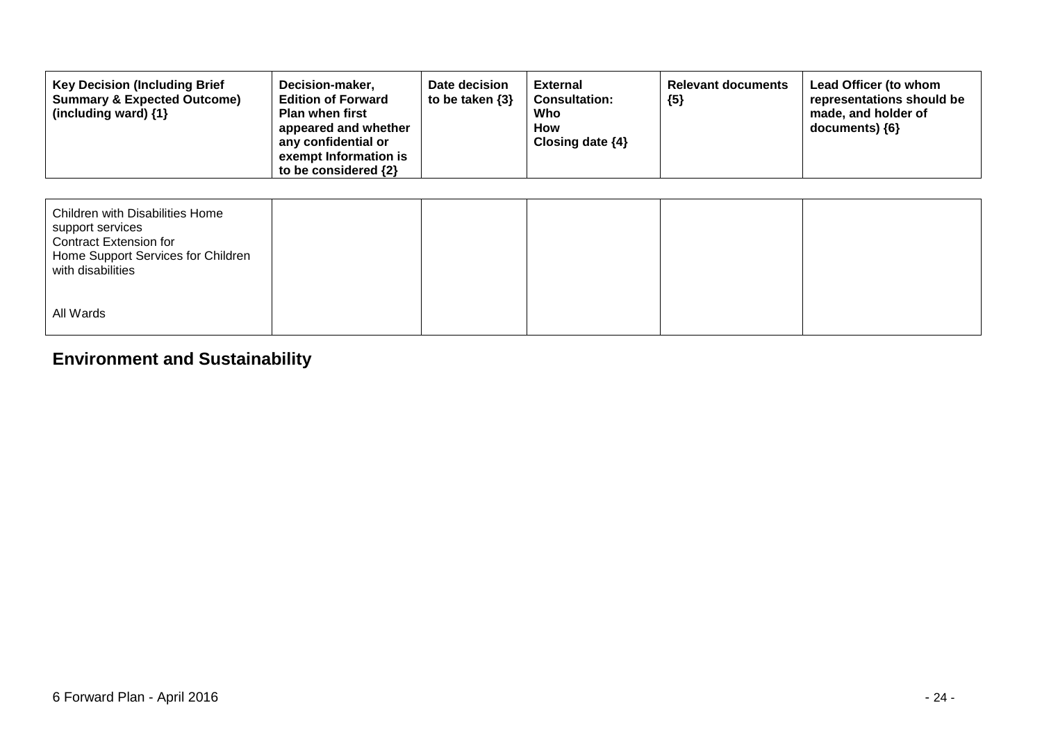| Key Decision (Including Brief Summary & Expected Outcome) (including ward) {1} | Decision-maker, Edition of Forward Plan when first appeared and whether any confidential or exempt Information is to be considered {2} | Date decision to be taken {3} | External Consultation: Who How Closing date {4} | Relevant documents {5} | Lead Officer (to whom representations should be made, and holder of documents) {6} |
|---|---|---|---|---|---|
| Children with Disabilities Home support services<br>Contract Extension for Home Support Services for Children with disabilities<br><br>All Wards | | | | | |

## Environment and Sustainability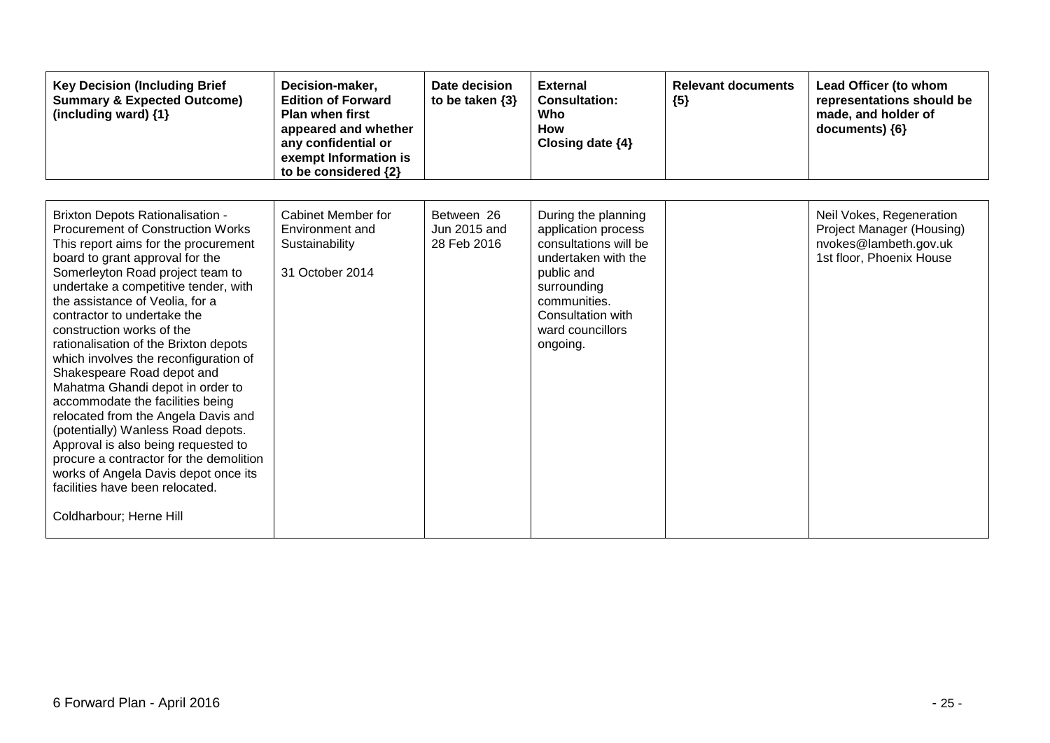| Key Decision (Including Brief Summary & Expected Outcome) (including ward) {1} | Decision-maker, Edition of Forward Plan when first appeared and whether any confidential or exempt Information is to be considered {2} | Date decision to be taken {3} | External Consultation: Who How Closing date {4} | Relevant documents {5} | Lead Officer (to whom representations should be made, and holder of documents) {6} |
|---|---|---|---|---|---|
| Brixton Depots Rationalisation - Procurement of Construction Works<br>This report aims for the procurement board to grant approval for the Somerleyton Road project team to undertake a competitive tender, with the assistance of Veolia, for a contractor to undertake the construction works of the rationalisation of the Brixton depots which involves the reconfiguration of Shakespeare Road depot and Mahatma Ghandi depot in order to accommodate the facilities being relocated from the Angela Davis and (potentially) Wanless Road depots. Approval is also being requested to procure a contractor for the demolition works of Angela Davis depot once its facilities have been relocated.<br><br>Coldharbour; Herne Hill | Cabinet Member for Environment and Sustainability<br><br>31 October 2014 | Between 26 Jun 2015 and 28 Feb 2016 | During the planning application process consultations will be undertaken with the public and surrounding communities. Consultation with ward councillors ongoing. | | Neil Vokes, Regeneration Project Manager (Housing)<br>nvokes@lambeth.gov.uk<br>1st floor, Phoenix House |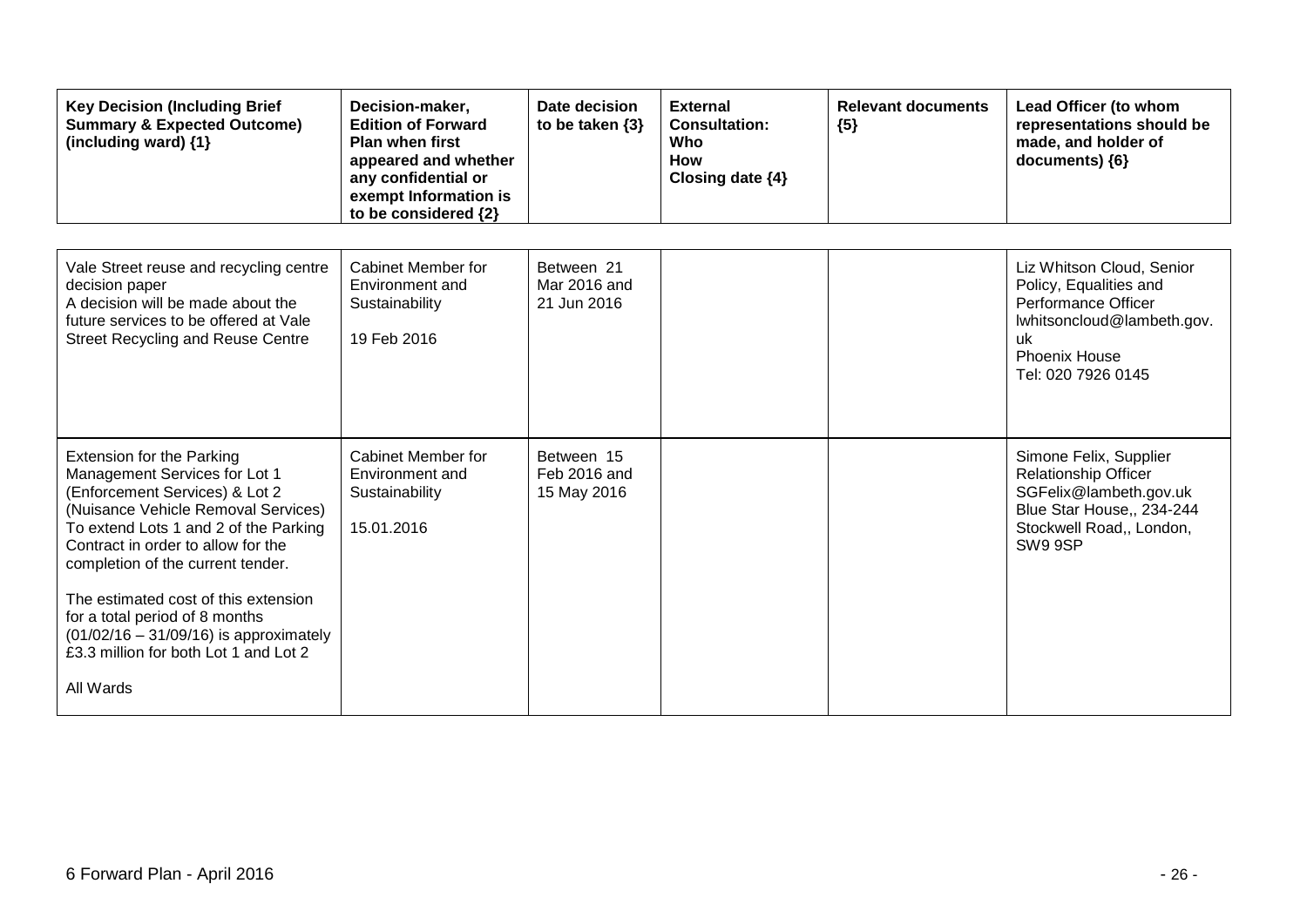| Key Decision (Including Brief Summary & Expected Outcome) (including ward) {1} | Decision-maker, Edition of Forward Plan when first appeared and whether any confidential or exempt Information is to be considered {2} | Date decision to be taken {3} | External Consultation: Who How Closing date {4} | Relevant documents {5} | Lead Officer (to whom representations should be made, and holder of documents) {6} |
|---|---|---|---|---|---|
| Vale Street reuse and recycling centre decision paper<br>A decision will be made about the future services to be offered at Vale Street Recycling and Reuse Centre | Cabinet Member for Environment and Sustainability<br><br>19 Feb 2016 | Between 21 Mar 2016 and 21 Jun 2016 | | | Liz Whitson Cloud, Senior Policy, Equalities and Performance Officer<br>lwhitsoncloud@lambeth.gov.uk<br>Phoenix House<br>Tel: 020 7926 0145 |
| Extension for the Parking Management Services for Lot 1 (Enforcement Services) & Lot 2 (Nuisance Vehicle Removal Services)<br>To extend Lots 1 and 2 of the Parking Contract in order to allow for the completion of the current tender.<br><br>The estimated cost of this extension for a total period of 8 months (01/02/16 – 31/09/16) is approximately £3.3 million for both Lot 1 and Lot 2<br><br>All Wards | Cabinet Member for Environment and Sustainability<br><br>15.01.2016 | Between 15 Feb 2016 and 15 May 2016 | | | Simone Felix, Supplier Relationship Officer<br>SGFelix@lambeth.gov.uk<br>Blue Star House,, 234-244 Stockwell Road,, London, SW9 9SP |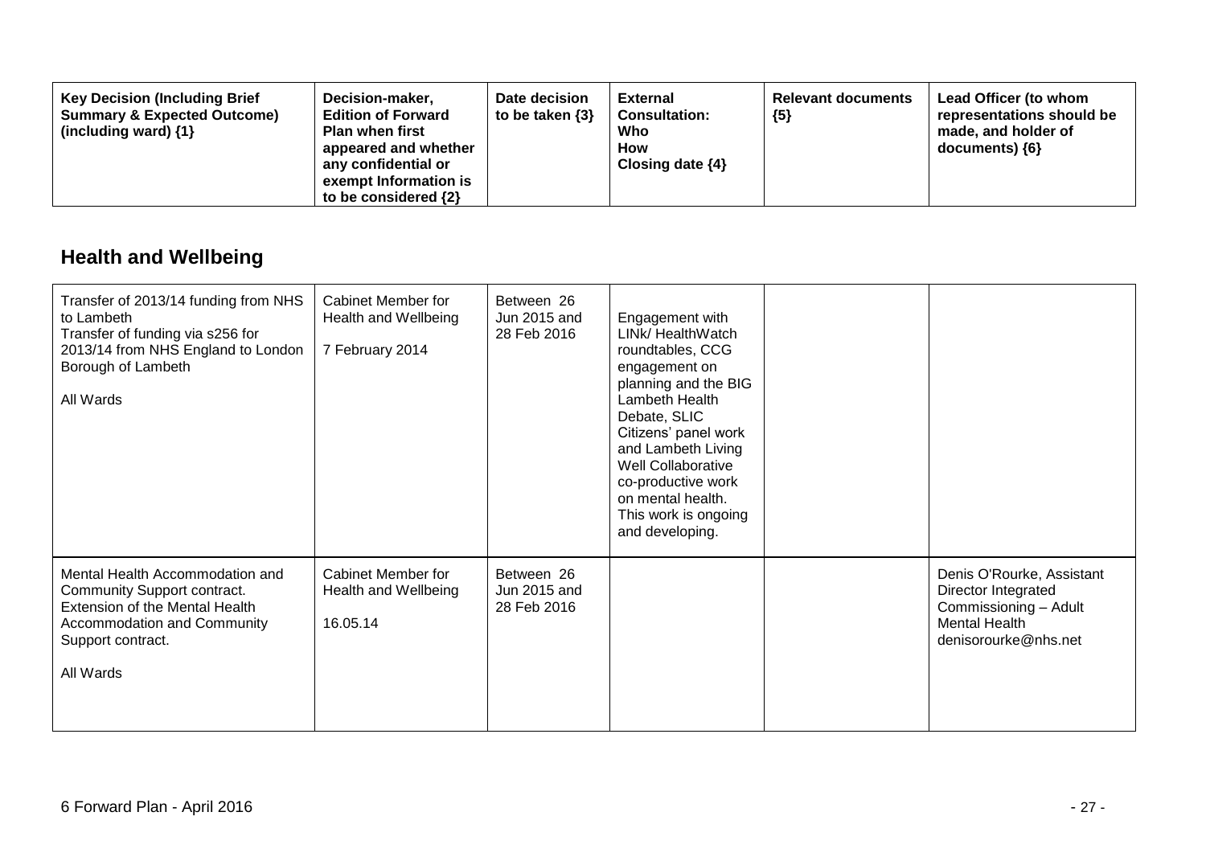| Key Decision (Including Brief Summary & Expected Outcome) (including ward) {1} | Decision-maker, Edition of Forward Plan when first appeared and whether any confidential or exempt Information is to be considered {2} | Date decision to be taken {3} | External Consultation: Who How Closing date {4} | Relevant documents {5} | Lead Officer (to whom representations should be made, and holder of documents) {6} |
|---|---|---|---|---|---|

## Health and Wellbeing

| Key Decision (Including Brief Summary & Expected Outcome) (including ward) {1} | Decision-maker, Edition of Forward Plan when first appeared and whether any confidential or exempt Information is to be considered {2} | Date decision to be taken {3} | External Consultation: Who How Closing date {4} | Relevant documents {5} | Lead Officer (to whom representations should be made, and holder of documents) {6} |
|---|---|---|---|---|---|
| Transfer of 2013/14 funding from NHS to Lambeth<br>Transfer of funding via s256 for 2013/14 from NHS England to London Borough of Lambeth<br><br>All Wards | Cabinet Member for Health and Wellbeing<br><br>7 February 2014 | Between 26 Jun 2015 and 28 Feb 2016 | Engagement with LINk/ HealthWatch roundtables, CCG engagement on planning and the BIG Lambeth Health Debate, SLIC Citizens' panel work and Lambeth Living Well Collaborative co-productive work on mental health. This work is ongoing and developing. | | |
| Mental Health Accommodation and Community Support contract.<br>Extension of the Mental Health Accommodation and Community Support contract.<br><br>All Wards | Cabinet Member for Health and Wellbeing<br><br>16.05.14 | Between 26 Jun 2015 and 28 Feb 2016 | | | Denis O'Rourke, Assistant Director Integrated Commissioning – Adult Mental Health<br>denisorourke@nhs.net |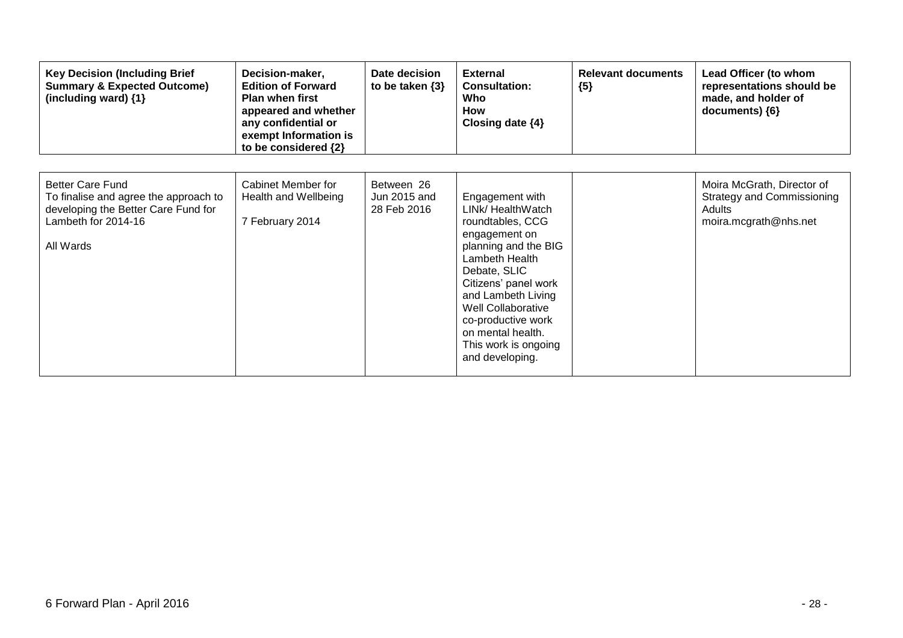| Key Decision (Including Brief Summary & Expected Outcome) (including ward) {1} | Decision-maker, Edition of Forward Plan when first appeared and whether any confidential or exempt Information is to be considered {2} | Date decision to be taken {3} | External Consultation: Who How Closing date {4} | Relevant documents {5} | Lead Officer (to whom representations should be made, and holder of documents) {6} |
|---|---|---|---|---|---|
| Better Care Fund<br>To finalise and agree the approach to developing the Better Care Fund for Lambeth for 2014-16<br><br>All Wards | Cabinet Member for Health and Wellbeing<br><br>7 February 2014 | Between 26 Jun 2015 and 28 Feb 2016 | Engagement with LINk/ HealthWatch roundtables, CCG engagement on planning and the BIG Lambeth Health Debate, SLIC Citizens' panel work and Lambeth Living Well Collaborative co-productive work on mental health. This work is ongoing and developing. | | Moira McGrath, Director of Strategy and Commissioning Adults<br>moira.mcgrath@nhs.net |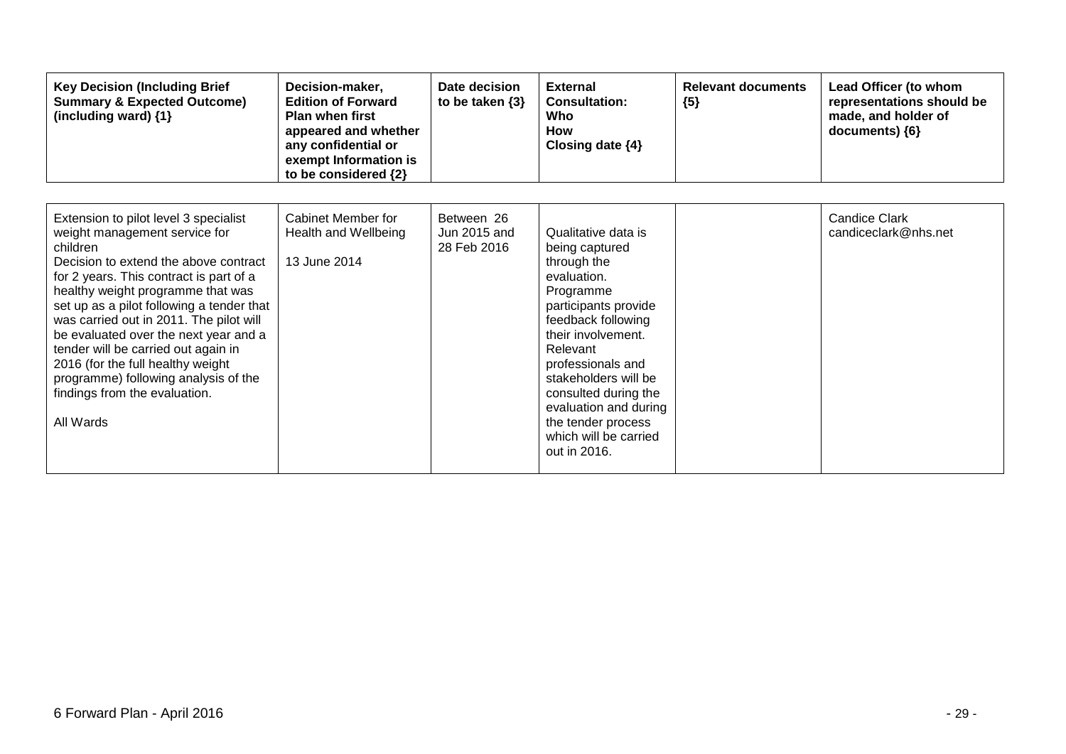| Key Decision (Including Brief Summary & Expected Outcome) (including ward) {1} | Decision-maker, Edition of Forward Plan when first appeared and whether any confidential or exempt Information is to be considered {2} | Date decision to be taken {3} | External Consultation: Who How Closing date {4} | Relevant documents {5} | Lead Officer (to whom representations should be made, and holder of documents) {6} |
|---|---|---|---|---|---|
| Extension to pilot level 3 specialist weight management service for children<br>Decision to extend the above contract for 2 years. This contract is part of a healthy weight programme that was set up as a pilot following a tender that was carried out in 2011. The pilot will be evaluated over the next year and a tender will be carried out again in 2016 (for the full healthy weight programme) following analysis of the findings from the evaluation.<br><br>All Wards | Cabinet Member for Health and Wellbeing<br><br>13 June 2014 | Between 26 Jun 2015 and 28 Feb 2016 | Qualitative data is being captured through the evaluation. Programme participants provide feedback following their involvement. Relevant professionals and stakeholders will be consulted during the evaluation and during the tender process which will be carried out in 2016. | | Candice Clark<br>candiceclark@nhs.net |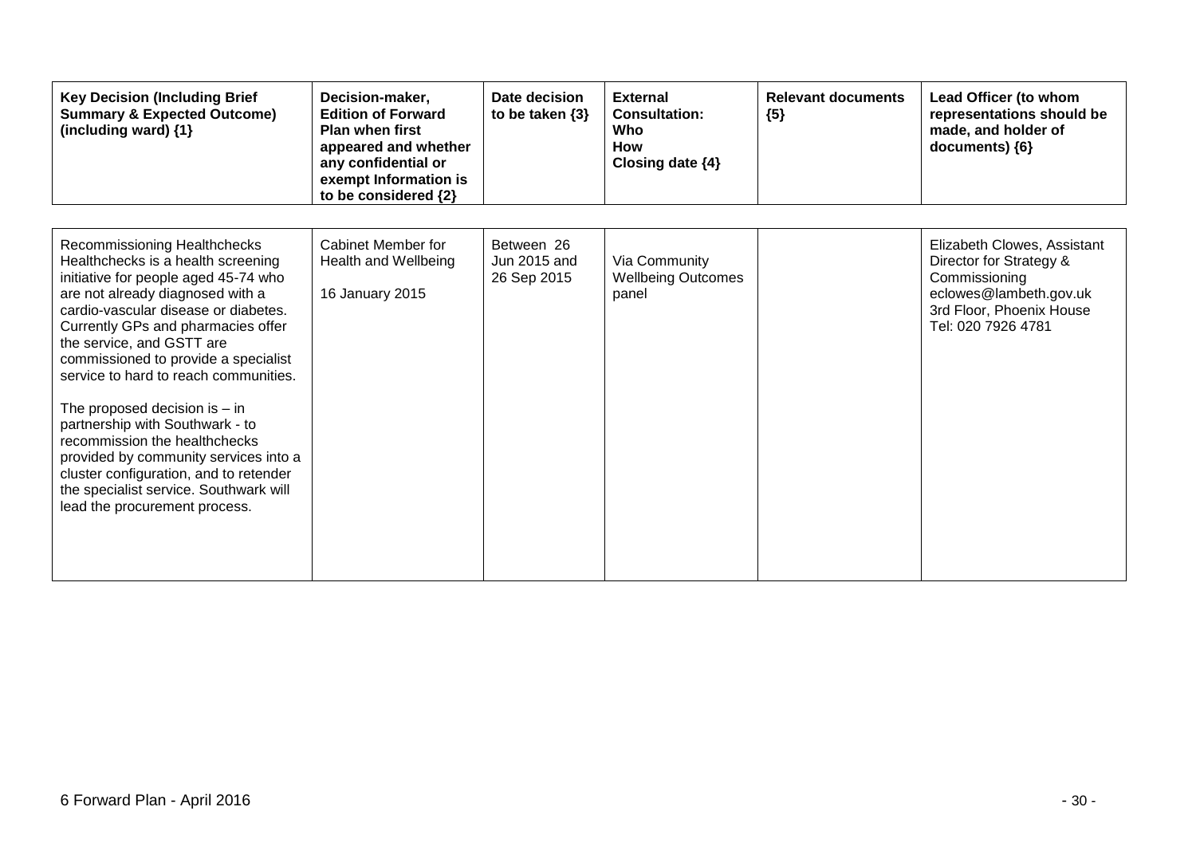| Key Decision (Including Brief Summary & Expected Outcome) (including ward) {1} | Decision-maker, Edition of Forward Plan when first appeared and whether any confidential or exempt Information is to be considered {2} | Date decision to be taken {3} | External Consultation: Who How Closing date {4} | Relevant documents {5} | Lead Officer (to whom representations should be made, and holder of documents) {6} |
|---|---|---|---|---|---|
| Recommissioning Healthchecks<br>Healthchecks is a health screening initiative for people aged 45-74 who are not already diagnosed with a cardio-vascular disease or diabetes. Currently GPs and pharmacies offer the service, and GSTT are commissioned to provide a specialist service to hard to reach communities.<br><br>The proposed decision is – in partnership with Southwark - to recommission the healthchecks provided by community services into a cluster configuration, and to retender the specialist service. Southwark will lead the procurement process. | Cabinet Member for Health and Wellbeing<br><br>16 January 2015 | Between 26 Jun 2015 and 26 Sep 2015 | Via Community Wellbeing Outcomes panel | | Elizabeth Clowes, Assistant Director for Strategy & Commissioning<br>eclowes@lambeth.gov.uk<br>3rd Floor, Phoenix House<br>Tel: 020 7926 4781 |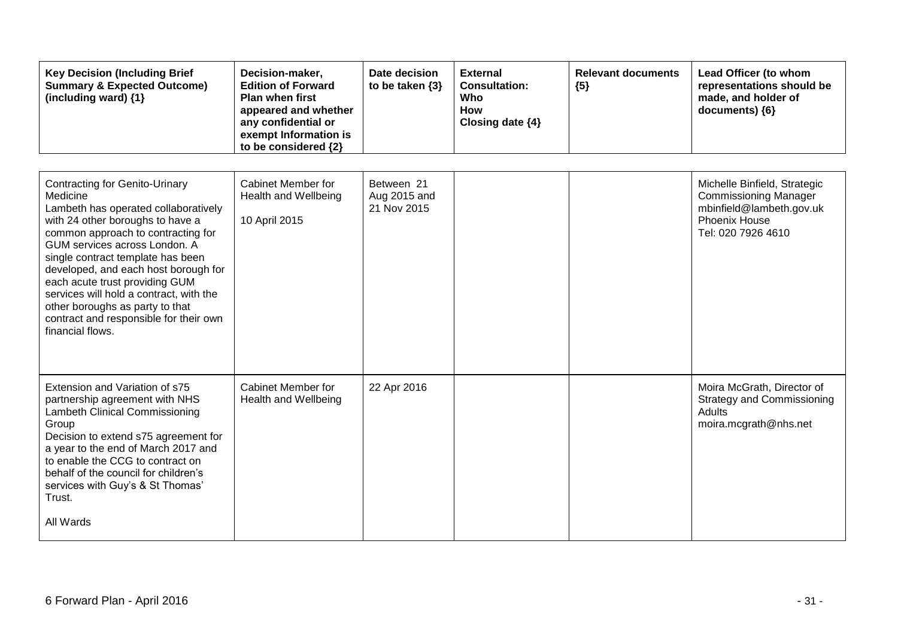| Key Decision (Including Brief Summary & Expected Outcome) (including ward) {1} | Decision-maker, Edition of Forward Plan when first appeared and whether any confidential or exempt Information is to be considered {2} | Date decision to be taken {3} | External Consultation: Who How Closing date {4} | Relevant documents {5} | Lead Officer (to whom representations should be made, and holder of documents) {6} |
|---|---|---|---|---|---|
| Contracting for Genito-Urinary Medicine<br>Lambeth has operated collaboratively with 24 other boroughs to have a common approach to contracting for GUM services across London. A single contract template has been developed, and each host borough for each acute trust providing GUM services will hold a contract, with the other boroughs as party to that contract and responsible for their own financial flows. | Cabinet Member for Health and Wellbeing<br><br>10 April 2015 | Between 21 Aug 2015 and 21 Nov 2015 | | | Michelle Binfield, Strategic Commissioning Manager<br>mbinfield@lambeth.gov.uk<br>Phoenix House<br>Tel: 020 7926 4610 |
| Extension and Variation of s75 partnership agreement with NHS Lambeth Clinical Commissioning Group<br>Decision to extend s75 agreement for a year to the end of March 2017 and to enable the CCG to contract on behalf of the council for children's services with Guy's & St Thomas' Trust.<br><br>All Wards | Cabinet Member for Health and Wellbeing | 22 Apr 2016 | | | Moira McGrath, Director of Strategy and Commissioning Adults<br>moira.mcgrath@nhs.net |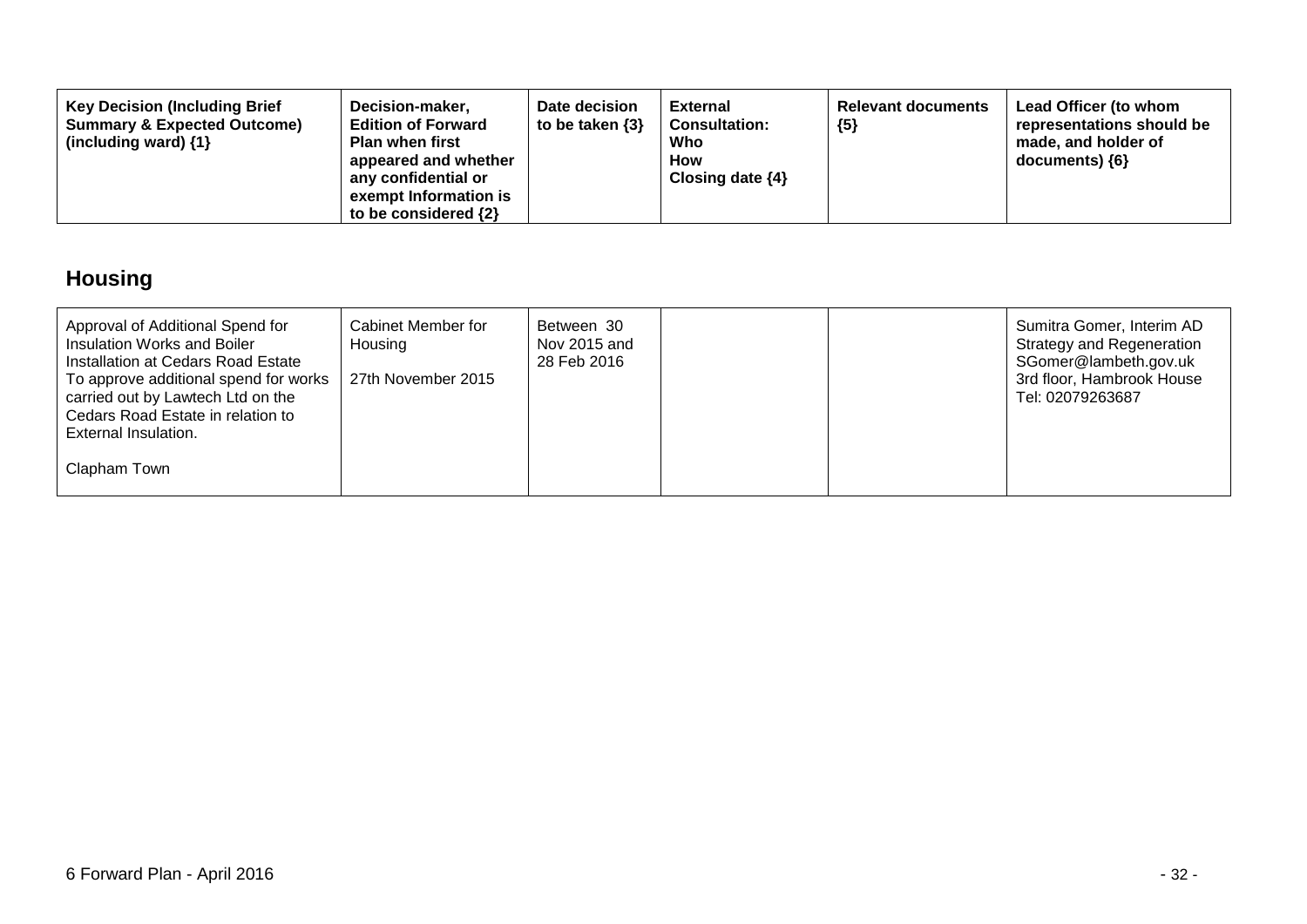| Key Decision (Including Brief Summary & Expected Outcome) (including ward) {1} | Decision-maker, Edition of Forward Plan when first appeared and whether any confidential or exempt Information is to be considered {2} | Date decision to be taken {3} | External Consultation: Who How Closing date {4} | Relevant documents {5} | Lead Officer (to whom representations should be made, and holder of documents) {6} |
|---|---|---|---|---|---|

## Housing

| Key Decision (Including Brief Summary & Expected Outcome) (including ward) {1} | Decision-maker, Edition of Forward Plan when first appeared and whether any confidential or exempt Information is to be considered {2} | Date decision to be taken {3} | External Consultation: Who How Closing date {4} | Relevant documents {5} | Lead Officer (to whom representations should be made, and holder of documents) {6} |
|---|---|---|---|---|---|
| Approval of Additional Spend for Insulation Works and Boiler Installation at Cedars Road Estate<br>To approve additional spend for works carried out by Lawtech Ltd on the Cedars Road Estate in relation to External Insulation.<br><br>Clapham Town | Cabinet Member for Housing<br><br>27th November 2015 | Between 30 Nov 2015 and 28 Feb 2016 | | | Sumitra Gomer, Interim AD Strategy and Regeneration<br>SGomer@lambeth.gov.uk<br>3rd floor, Hambrook House<br>Tel: 02079263687 |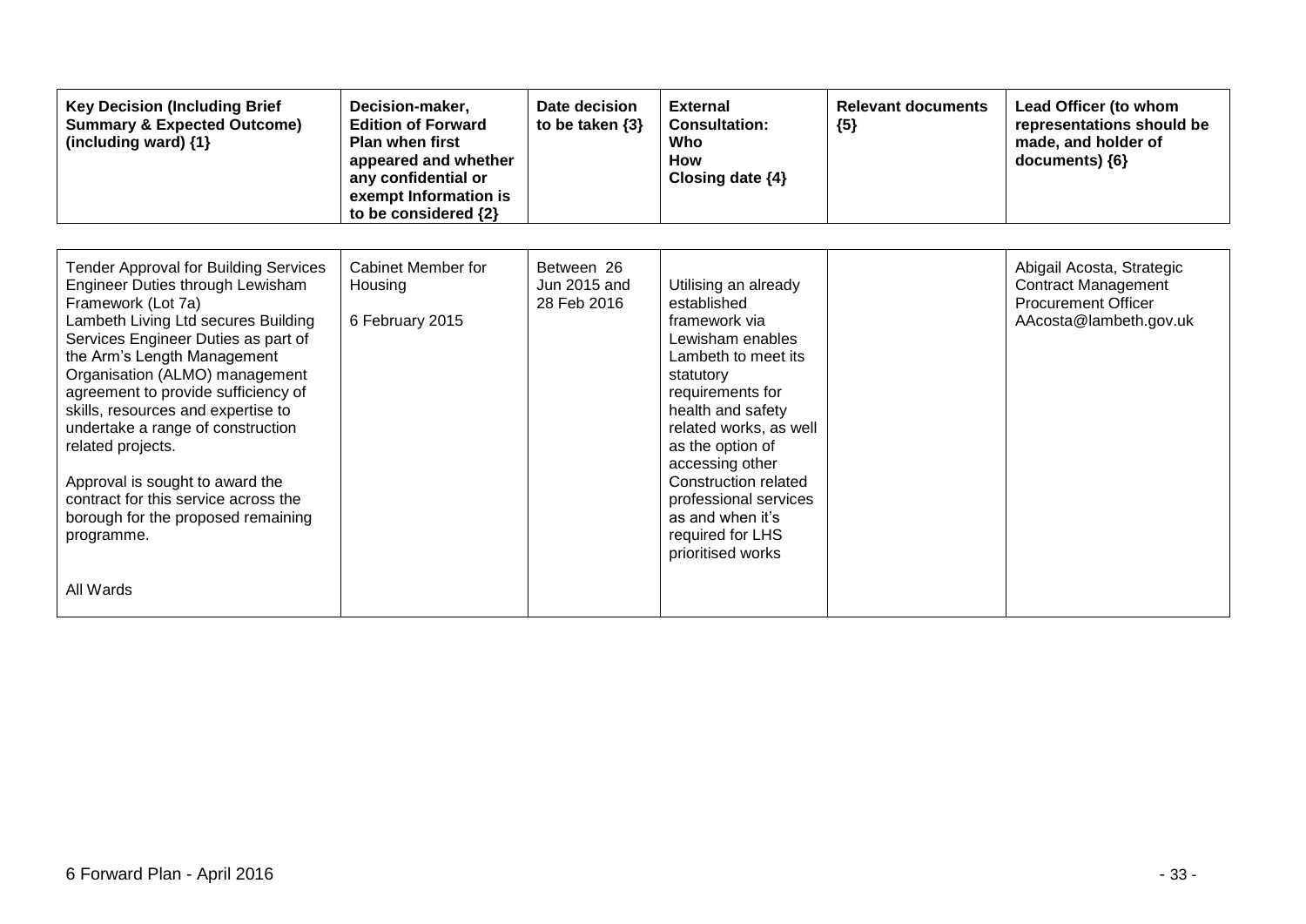| Key Decision (Including Brief Summary & Expected Outcome) (including ward) {1} | Decision-maker, Edition of Forward Plan when first appeared and whether any confidential or exempt Information is to be considered {2} | Date decision to be taken {3} | External Consultation: Who How Closing date {4} | Relevant documents {5} | Lead Officer (to whom representations should be made, and holder of documents) {6} |
|---|---|---|---|---|---|
| Tender Approval for Building Services Engineer Duties through Lewisham Framework (Lot 7a)<br>Lambeth Living Ltd secures Building Services Engineer Duties as part of the Arm's Length Management Organisation (ALMO) management agreement to provide sufficiency of skills, resources and expertise to undertake a range of construction related projects.<br><br>Approval is sought to award the contract for this service across the borough for the proposed remaining programme.<br><br>All Wards | Cabinet Member for Housing<br><br>6 February 2015 | Between 26 Jun 2015 and 28 Feb 2016 | Utilising an already established framework via Lewisham enables Lambeth to meet its statutory requirements for health and safety related works, as well as the option of accessing other Construction related professional services as and when it's required for LHS prioritised works | | Abigail Acosta, Strategic Contract Management Procurement Officer<br>AAcosta@lambeth.gov.uk |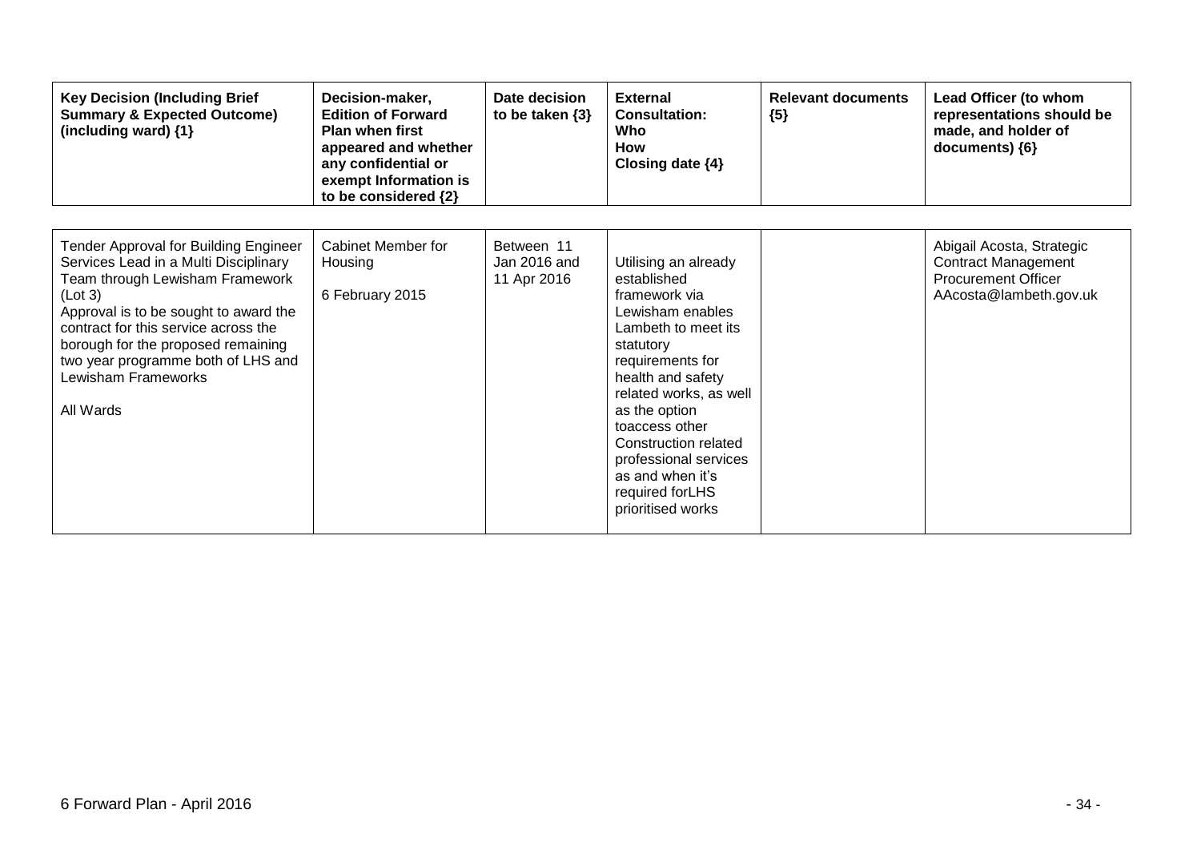| Key Decision (Including Brief Summary & Expected Outcome) (including ward) {1} | Decision-maker, Edition of Forward Plan when first appeared and whether any confidential or exempt Information is to be considered {2} | Date decision to be taken {3} | External Consultation: Who How Closing date {4} | Relevant documents {5} | Lead Officer (to whom representations should be made, and holder of documents) {6} |
|---|---|---|---|---|---|
| Tender Approval for Building Engineer Services Lead in a Multi Disciplinary Team through Lewisham Framework (Lot 3)<br>Approval is to be sought to award the contract for this service across the borough for the proposed remaining two year programme both of LHS and Lewisham Frameworks<br><br>All Wards | Cabinet Member for Housing<br><br>6 February 2015 | Between 11 Jan 2016 and 11 Apr 2016 | Utilising an already established framework via Lewisham enables Lambeth to meet its statutory requirements for health and safety related works, as well as the option toaccess other Construction related professional services as and when it's required forLHS prioritised works | | Abigail Acosta, Strategic Contract Management Procurement Officer AAcosta@lambeth.gov.uk |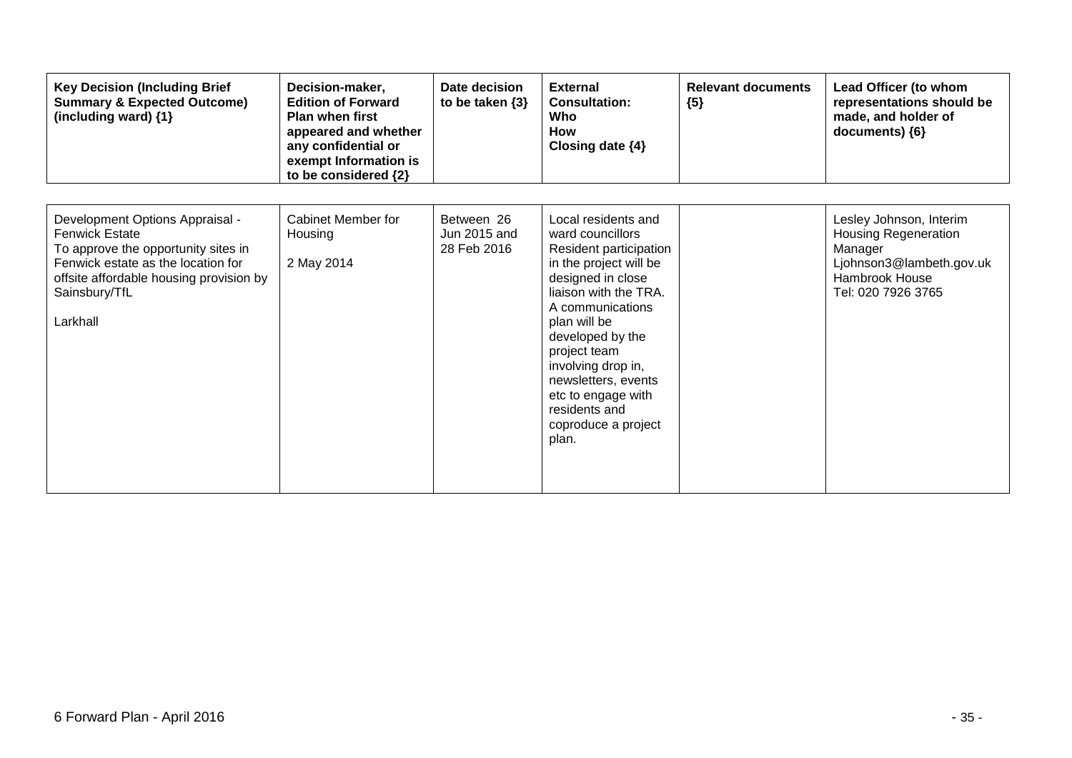| Key Decision (Including Brief Summary & Expected Outcome) (including ward) {1} | Decision-maker, Edition of Forward Plan when first appeared and whether any confidential or exempt Information is to be considered {2} | Date decision to be taken {3} | External Consultation: Who How Closing date {4} | Relevant documents {5} | Lead Officer (to whom representations should be made, and holder of documents) {6} |
|---|---|---|---|---|---|
| Development Options Appraisal - Fenwick Estate<br>To approve the opportunity sites in Fenwick estate as the location for offsite affordable housing provision by Sainsbury/TfL<br><br>Larkhall | Cabinet Member for Housing<br><br>2 May 2014 | Between 26 Jun 2015 and 28 Feb 2016 | Local residents and ward councillors<br>Resident participation in the project will be designed in close liaison with the TRA. A communications plan will be developed by the project team involving drop in, newsletters, events etc to engage with residents and coproduce a project plan. | | Lesley Johnson, Interim Housing Regeneration Manager<br>Ljohnson3@lambeth.gov.uk<br>Hambrook House<br>Tel: 020 7926 3765 |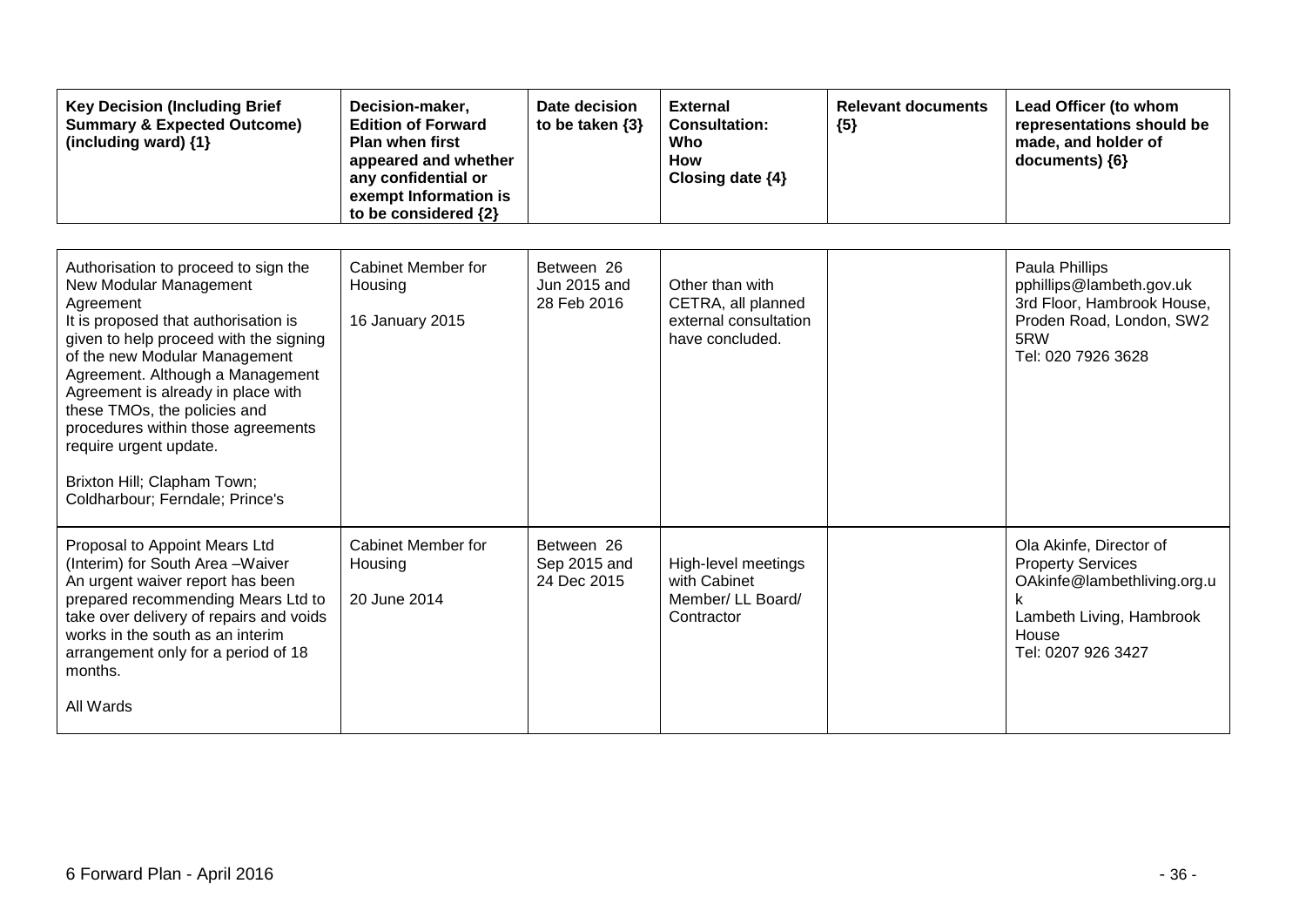| Key Decision (Including Brief Summary & Expected Outcome) (including ward) {1} | Decision-maker, Edition of Forward Plan when first appeared and whether any confidential or exempt Information is to be considered {2} | Date decision to be taken {3} | External Consultation: Who How Closing date {4} | Relevant documents {5} | Lead Officer (to whom representations should be made, and holder of documents) {6} |
|---|---|---|---|---|---|
| Authorisation to proceed to sign the New Modular Management Agreement<br>It is proposed that authorisation is given to help proceed with the signing of the new Modular Management Agreement. Although a Management Agreement is already in place with these TMOs, the policies and procedures within those agreements require urgent update.<br><br>Brixton Hill; Clapham Town; Coldharbour; Ferndale; Prince's | Cabinet Member for Housing<br><br>16 January 2015 | Between 26 Jun 2015 and 28 Feb 2016 | Other than with CETRA, all planned external consultation have concluded. | | Paula Phillips<br>pphillips@lambeth.gov.uk<br>3rd Floor, Hambrook House, Proden Road, London, SW2 5RW<br>Tel: 020 7926 3628 |
| Proposal to Appoint Mears Ltd (Interim) for South Area –Waiver<br>An urgent waiver report has been prepared recommending Mears Ltd to take over delivery of repairs and voids works in the south as an interim arrangement only for a period of 18 months.<br><br>All Wards | Cabinet Member for Housing<br><br>20 June 2014 | Between 26 Sep 2015 and 24 Dec 2015 | High-level meetings with Cabinet Member/ LL Board/ Contractor | | Ola Akinfe, Director of Property Services<br>OAkinfe@lambethliving.org.uk<br>Lambeth Living, Hambrook House<br>Tel: 0207 926 3427 |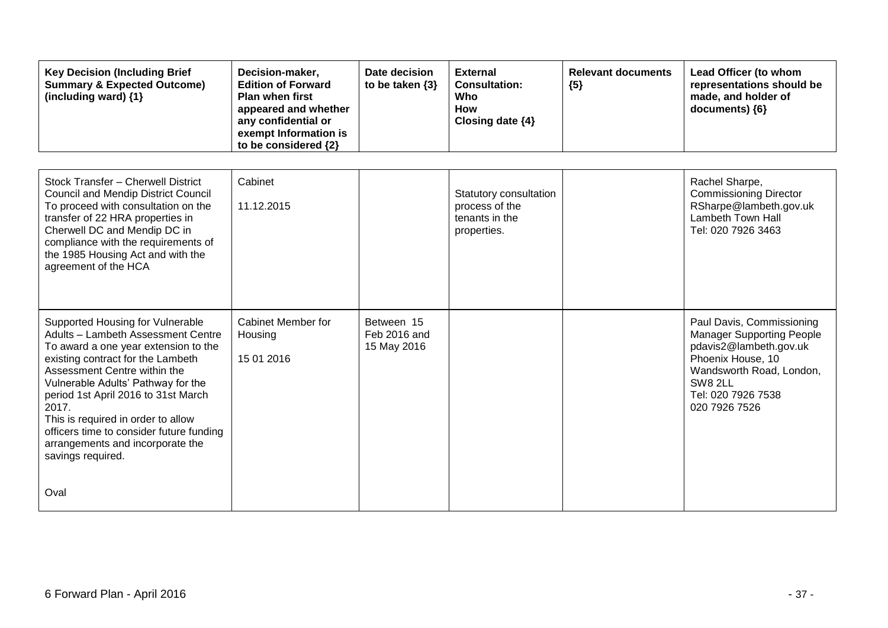| Key Decision (Including Brief Summary & Expected Outcome) (including ward) {1} | Decision-maker, Edition of Forward Plan when first appeared and whether any confidential or exempt Information is to be considered {2} | Date decision to be taken {3} | External Consultation: Who How Closing date {4} | Relevant documents {5} | Lead Officer (to whom representations should be made, and holder of documents) {6} |
|---|---|---|---|---|---|
| Stock Transfer – Cherwell District Council and Mendip District Council<br>To proceed with consultation on the transfer of 22 HRA properties in Cherwell DC and Mendip DC in compliance with the requirements of the 1985 Housing Act and with the agreement of the HCA | Cabinet<br><br>11.12.2015 | | Statutory consultation process of the tenants in the properties. | | Rachel Sharpe, Commissioning Director<br>RSharpe@lambeth.gov.uk<br>Lambeth Town Hall<br>Tel: 020 7926 3463 |
| Supported Housing for Vulnerable Adults – Lambeth Assessment Centre<br>To award a one year extension to the existing contract for the Lambeth Assessment Centre within the Vulnerable Adults' Pathway for the period 1st April 2016 to 31st March 2017.<br>This is required in order to allow officers time to consider future funding arrangements and incorporate the savings required.<br><br>Oval | Cabinet Member for Housing<br><br>15 01 2016 | Between 15 Feb 2016 and 15 May 2016 | | | Paul Davis, Commissioning Manager Supporting People<br>pdavis2@lambeth.gov.uk<br>Phoenix House, 10 Wandsworth Road, London, SW8 2LL<br>Tel: 020 7926 7538<br>020 7926 7526 |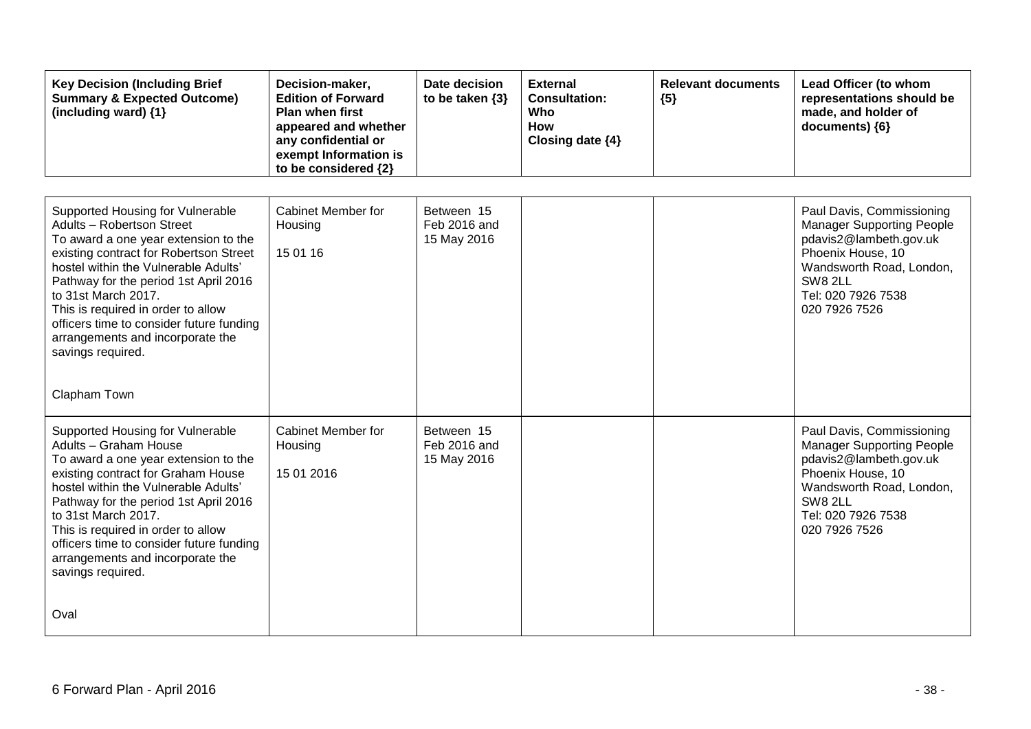| Key Decision (Including Brief Summary & Expected Outcome) (including ward) {1} | Decision-maker, Edition of Forward Plan when first appeared and whether any confidential or exempt Information is to be considered {2} | Date decision to be taken {3} | External Consultation: Who How Closing date {4} | Relevant documents {5} | Lead Officer (to whom representations should be made, and holder of documents) {6} |
|---|---|---|---|---|---|
| Supported Housing for Vulnerable Adults – Robertson Street<br>To award a one year extension to the existing contract for Robertson Street hostel within the Vulnerable Adults' Pathway for the period 1st April 2016 to 31st March 2017.<br>This is required in order to allow officers time to consider future funding arrangements and incorporate the savings required.<br><br>Clapham Town | Cabinet Member for Housing<br><br>15 01 16 | Between 15 Feb 2016 and 15 May 2016 | | | Paul Davis, Commissioning Manager Supporting People<br>pdavis2@lambeth.gov.uk<br>Phoenix House, 10 Wandsworth Road, London, SW8 2LL<br>Tel: 020 7926 7538<br>020 7926 7526 |
| Supported Housing for Vulnerable Adults – Graham House<br>To award a one year extension to the existing contract for Graham House hostel within the Vulnerable Adults' Pathway for the period 1st April 2016 to 31st March 2017.<br>This is required in order to allow officers time to consider future funding arrangements and incorporate the savings required.<br><br>Oval | Cabinet Member for Housing<br><br>15 01 2016 | Between 15 Feb 2016 and 15 May 2016 | | | Paul Davis, Commissioning Manager Supporting People<br>pdavis2@lambeth.gov.uk<br>Phoenix House, 10 Wandsworth Road, London, SW8 2LL<br>Tel: 020 7926 7538<br>020 7926 7526 |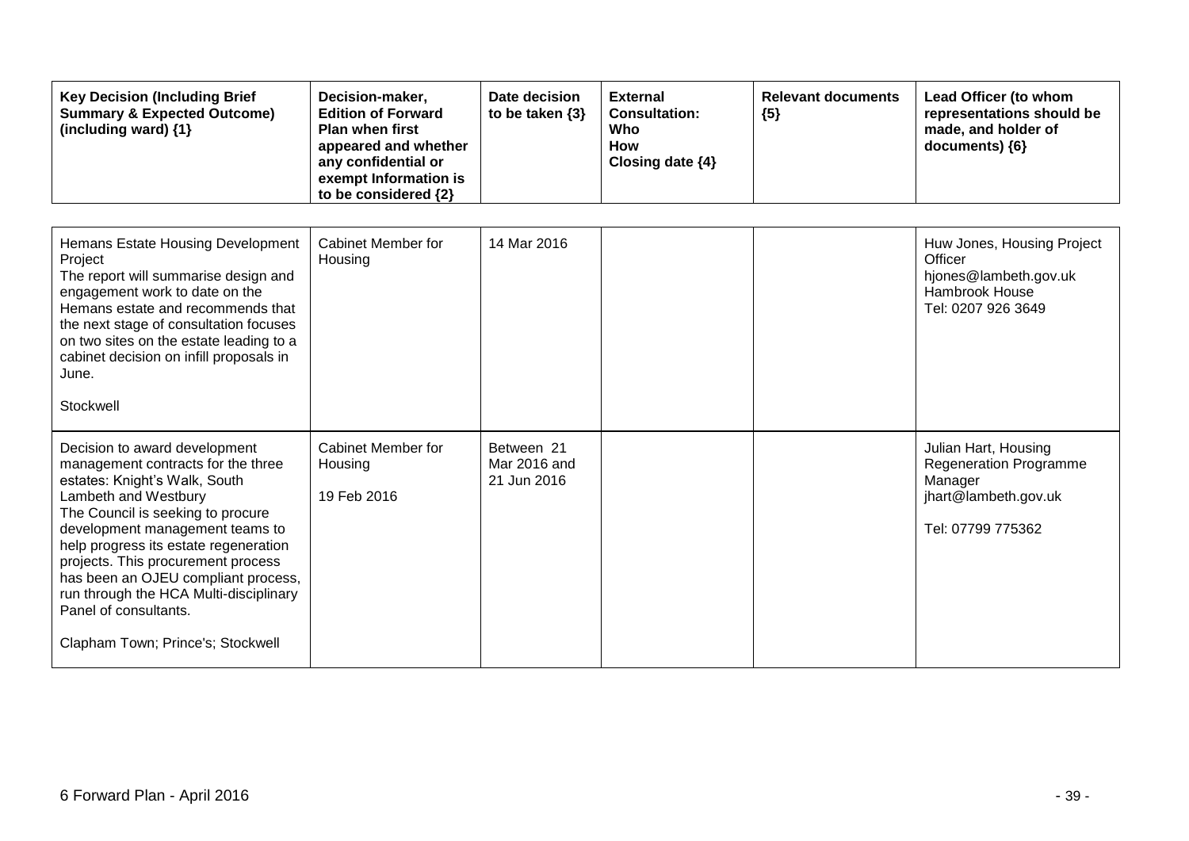| Key Decision (Including Brief Summary & Expected Outcome) (including ward) {1} | Decision-maker, Edition of Forward Plan when first appeared and whether any confidential or exempt Information is to be considered {2} | Date decision to be taken {3} | External Consultation: Who How Closing date {4} | Relevant documents {5} | Lead Officer (to whom representations should be made, and holder of documents) {6} |
|---|---|---|---|---|---|
| Hemans Estate Housing Development Project<br>The report will summarise design and engagement work to date on the Hemans estate and recommends that the next stage of consultation focuses on two sites on the estate leading to a cabinet decision on infill proposals in June.<br><br>Stockwell | Cabinet Member for Housing | 14 Mar 2016 | | | Huw Jones, Housing Project Officer<br>hjones@lambeth.gov.uk<br>Hambrook House<br>Tel: 0207 926 3649 |
| Decision to award development management contracts for the three estates: Knight's Walk, South Lambeth and Westbury<br>The Council is seeking to procure development management teams to help progress its estate regeneration projects. This procurement process has been an OJEU compliant process, run through the HCA Multi-disciplinary Panel of consultants.<br><br>Clapham Town; Prince's; Stockwell | Cabinet Member for Housing<br><br>19 Feb 2016 | Between 21 Mar 2016 and 21 Jun 2016 | | | Julian Hart, Housing Regeneration Programme Manager<br>jhart@lambeth.gov.uk<br><br>Tel: 07799 775362 |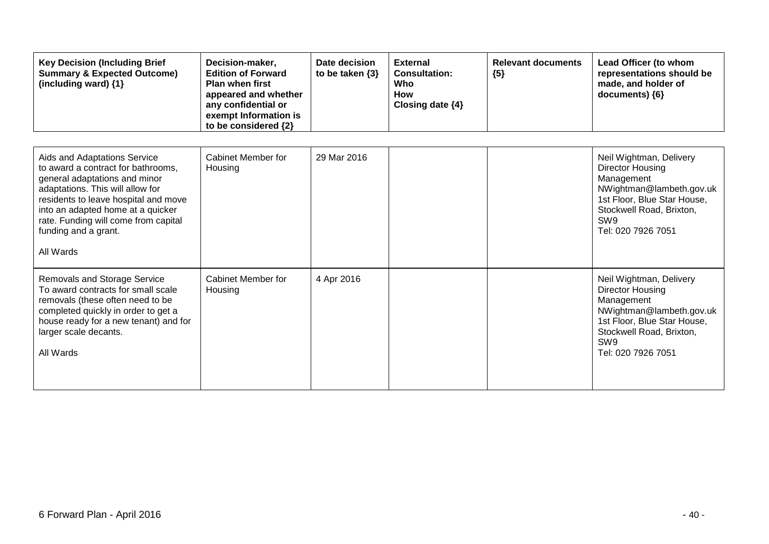| Key Decision (Including Brief Summary & Expected Outcome) (including ward) {1} | Decision-maker, Edition of Forward Plan when first appeared and whether any confidential or exempt Information is to be considered {2} | Date decision to be taken {3} | External Consultation: Who How Closing date {4} | Relevant documents {5} | Lead Officer (to whom representations should be made, and holder of documents) {6} |
|---|---|---|---|---|---|
| Aids and Adaptations Service to award a contract for bathrooms, general adaptations and minor adaptations. This will allow for residents to leave hospital and move into an adapted home at a quicker rate. Funding will come from capital funding and a grant.<br><br>All Wards | Cabinet Member for Housing | 29 Mar 2016 | | | Neil Wightman, Delivery Director Housing Management NWightman@lambeth.gov.uk 1st Floor, Blue Star House, Stockwell Road, Brixton, SW9 Tel: 020 7926 7051 |
| Removals and Storage Service To award contracts for small scale removals (these often need to be completed quickly in order to get a house ready for a new tenant) and for larger scale decants.<br><br>All Wards | Cabinet Member for Housing | 4 Apr 2016 | | | Neil Wightman, Delivery Director Housing Management NWightman@lambeth.gov.uk 1st Floor, Blue Star House, Stockwell Road, Brixton, SW9 Tel: 020 7926 7051 |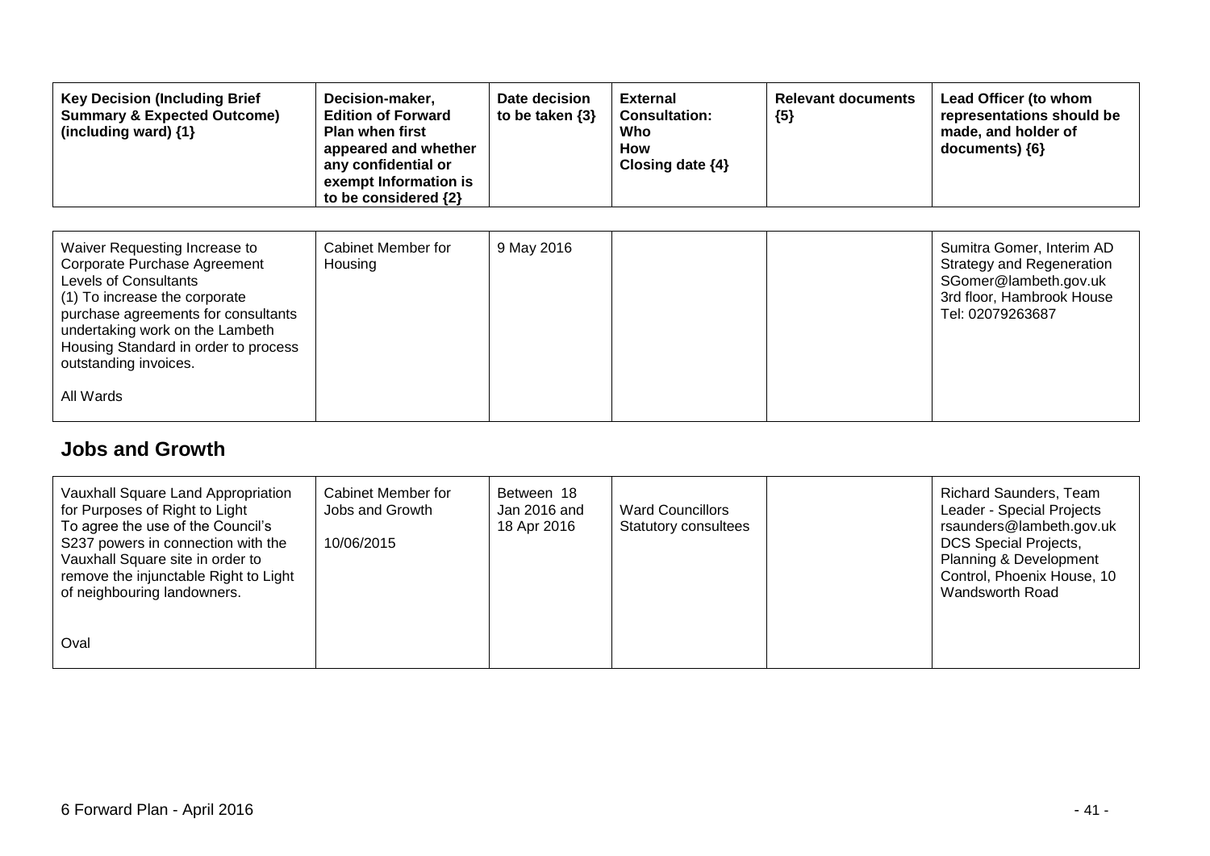| Key Decision (Including Brief Summary & Expected Outcome) (including ward) {1} | Decision-maker, Edition of Forward Plan when first appeared and whether any confidential or exempt Information is to be considered {2} | Date decision to be taken {3} | External Consultation: Who How Closing date {4} | Relevant documents {5} | Lead Officer (to whom representations should be made, and holder of documents) {6} |
|---|---|---|---|---|---|
| Waiver Requesting Increase to Corporate Purchase Agreement Levels of Consultants<br>(1) To increase the corporate purchase agreements for consultants undertaking work on the Lambeth Housing Standard in order to process outstanding invoices.<br><br>All Wards | Cabinet Member for Housing | 9 May 2016 | | | Sumitra Gomer, Interim AD Strategy and Regeneration<br>SGomer@lambeth.gov.uk<br>3rd floor, Hambrook House<br>Tel: 02079263687 |

## Jobs and Growth

| Key Decision (Including Brief Summary & Expected Outcome) (including ward) {1} | Decision-maker, Edition of Forward Plan when first appeared and whether any confidential or exempt Information is to be considered {2} | Date decision to be taken {3} | External Consultation: Who How Closing date {4} | Relevant documents {5} | Lead Officer (to whom representations should be made, and holder of documents) {6} |
|---|---|---|---|---|---|
| Vauxhall Square Land Appropriation for Purposes of Right to Light<br>To agree the use of the Council's S237 powers in connection with the Vauxhall Square site in order to remove the injunctable Right to Light of neighbouring landowners.<br><br>Oval | Cabinet Member for Jobs and Growth<br><br>10/06/2015 | Between 18 Jan 2016 and 18 Apr 2016 | Ward Councillors<br>Statutory consultees | | Richard Saunders, Team Leader - Special Projects<br>rsaunders@lambeth.gov.uk<br>DCS Special Projects, Planning & Development Control, Phoenix House, 10 Wandsworth Road |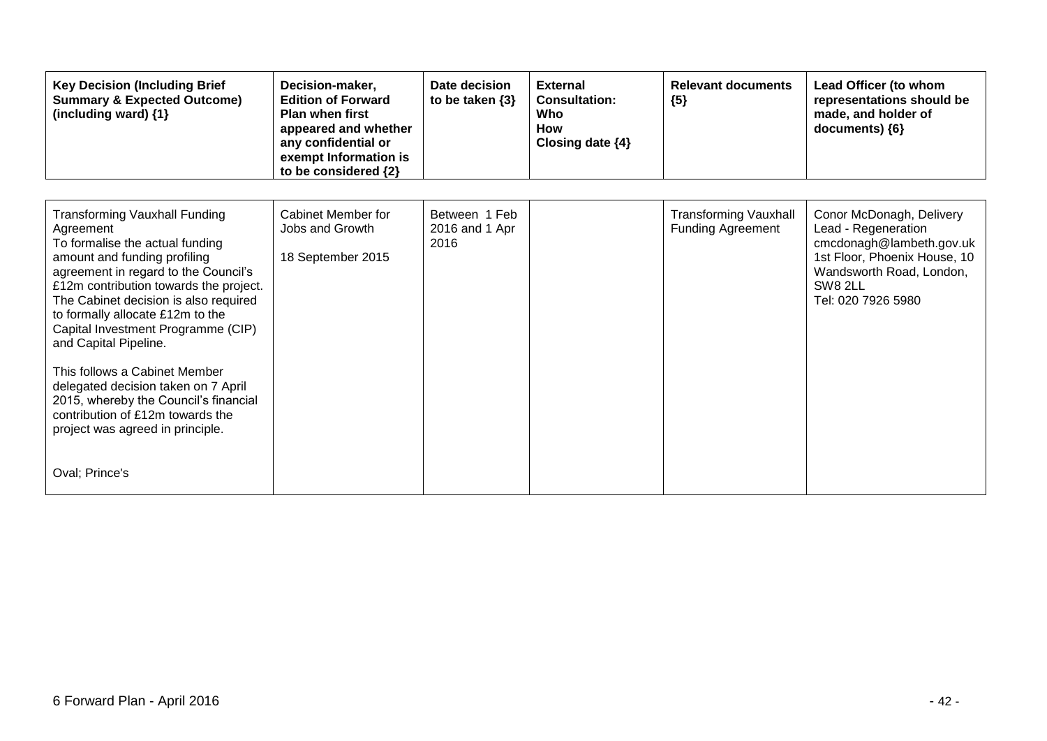| Key Decision (Including Brief Summary & Expected Outcome) (including ward) {1} | Decision-maker, Edition of Forward Plan when first appeared and whether any confidential or exempt Information is to be considered {2} | Date decision to be taken {3} | External Consultation: Who How Closing date {4} | Relevant documents {5} | Lead Officer (to whom representations should be made, and holder of documents) {6} |
|---|---|---|---|---|---|
| Transforming Vauxhall Funding Agreement<br>To formalise the actual funding amount and funding profiling agreement in regard to the Council's £12m contribution towards the project. The Cabinet decision is also required to formally allocate £12m to the Capital Investment Programme (CIP) and Capital Pipeline.<br><br>This follows a Cabinet Member delegated decision taken on 7 April 2015, whereby the Council's financial contribution of £12m towards the project was agreed in principle.<br><br>Oval; Prince's | Cabinet Member for Jobs and Growth<br><br>18 September 2015 | Between 1 Feb 2016 and 1 Apr 2016 | | Transforming Vauxhall Funding Agreement | Conor McDonagh, Delivery Lead - Regeneration<br>cmcdonagh@lambeth.gov.uk<br>1st Floor, Phoenix House, 10 Wandsworth Road, London, SW8 2LL<br>Tel: 020 7926 5980 |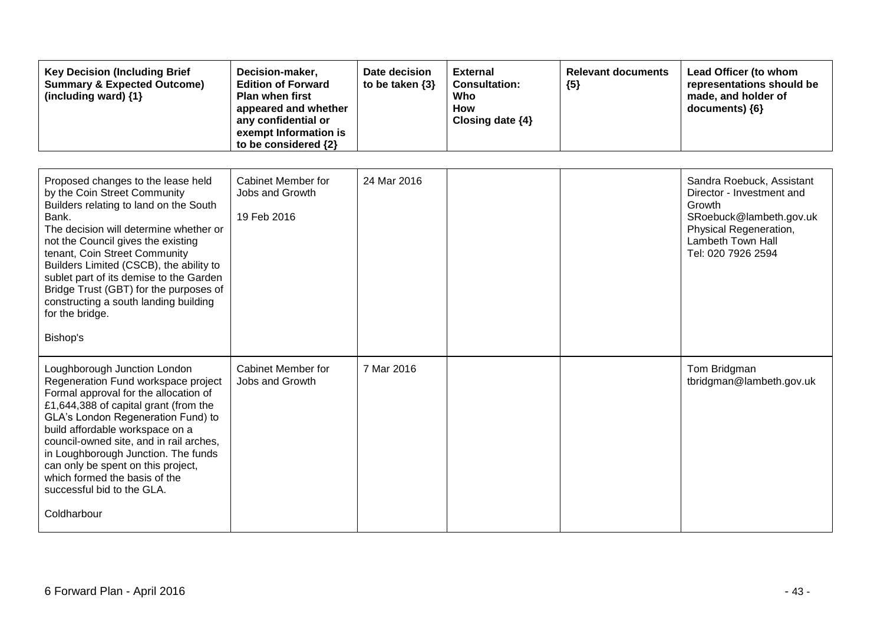| Key Decision (Including Brief Summary & Expected Outcome) (including ward) {1} | Decision-maker, Edition of Forward Plan when first appeared and whether any confidential or exempt Information is to be considered {2} | Date decision to be taken {3} | External Consultation: Who How Closing date {4} | Relevant documents {5} | Lead Officer (to whom representations should be made, and holder of documents) {6} |
|---|---|---|---|---|---|
| Proposed changes to the lease held by the Coin Street Community Builders relating to land on the South Bank.<br>The decision will determine whether or not the Council gives the existing tenant, Coin Street Community Builders Limited (CSCB), the ability to sublet part of its demise to the Garden Bridge Trust (GBT) for the purposes of constructing a south landing building for the bridge.<br><br>Bishop's | Cabinet Member for Jobs and Growth<br><br>19 Feb 2016 | 24 Mar 2016 | | | Sandra Roebuck, Assistant Director - Investment and Growth<br>SRoebuck@lambeth.gov.uk<br>Physical Regeneration, Lambeth Town Hall<br>Tel: 020 7926 2594 |
| Loughborough Junction London Regeneration Fund workspace project<br>Formal approval for the allocation of £1,644,388 of capital grant (from the GLA's London Regeneration Fund) to build affordable workspace on a council-owned site, and in rail arches, in Loughborough Junction. The funds can only be spent on this project, which formed the basis of the successful bid to the GLA.<br><br>Coldharbour | Cabinet Member for Jobs and Growth | 7 Mar 2016 | | | Tom Bridgman<br>tbridgman@lambeth.gov.uk |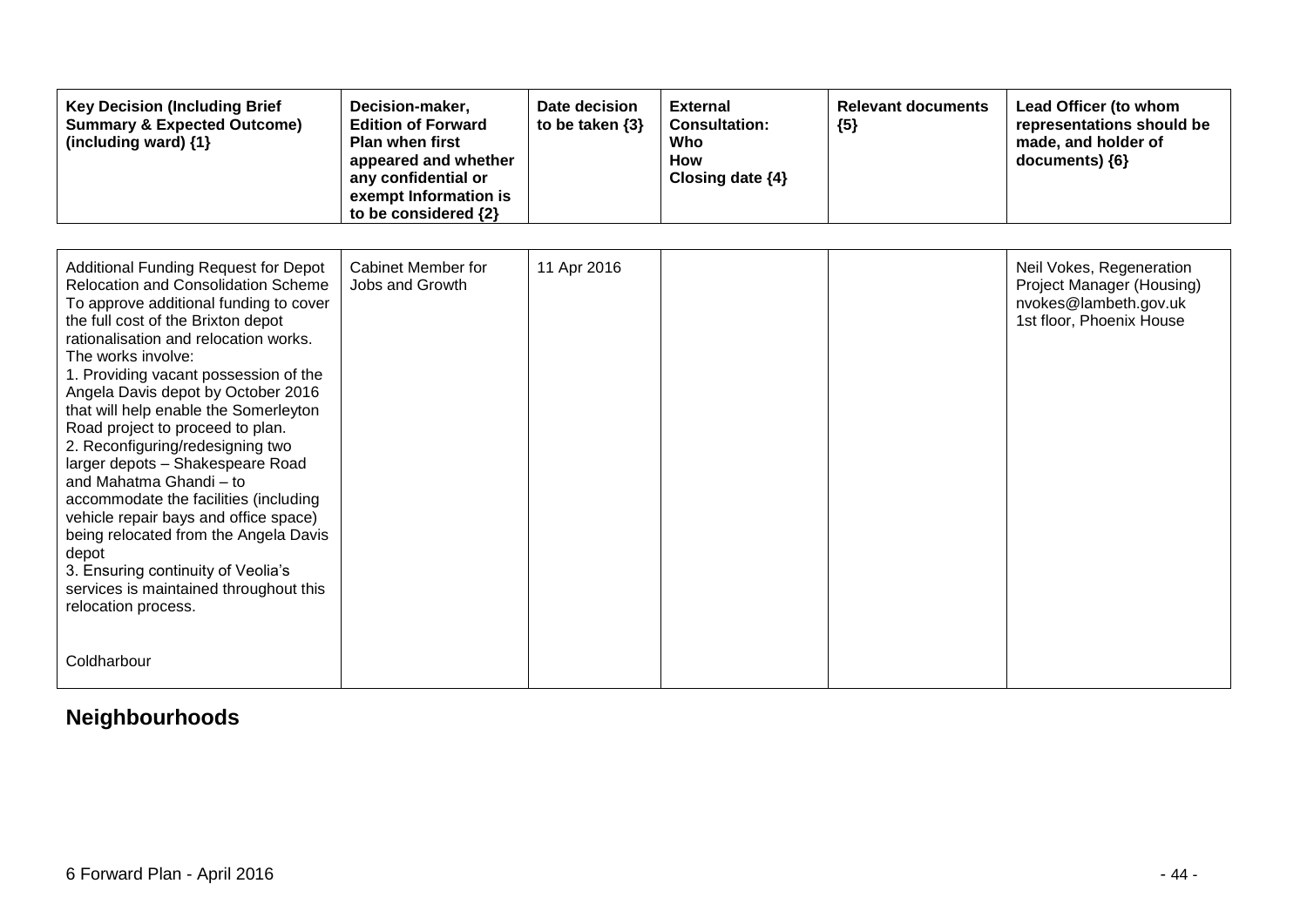| Key Decision (Including Brief Summary & Expected Outcome) (including ward) {1} | Decision-maker, Edition of Forward Plan when first appeared and whether any confidential or exempt Information is to be considered {2} | Date decision to be taken {3} | External Consultation: Who How Closing date {4} | Relevant documents {5} | Lead Officer (to whom representations should be made, and holder of documents) {6} |
|---|---|---|---|---|---|
| Additional Funding Request for Depot Relocation and Consolidation Scheme<br>To approve additional funding to cover the full cost of the Brixton depot rationalisation and relocation works. The works involve:<br>1. Providing vacant possession of the Angela Davis depot by October 2016 that will help enable the Somerleyton Road project to proceed to plan.<br>2. Reconfiguring/redesigning two larger depots – Shakespeare Road and Mahatma Ghandi – to accommodate the facilities (including vehicle repair bays and office space) being relocated from the Angela Davis depot<br>3. Ensuring continuity of Veolia's services is maintained throughout this relocation process.<br><br>Coldharbour | Cabinet Member for Jobs and Growth | 11 Apr 2016 | | | Neil Vokes, Regeneration Project Manager (Housing)<br>nvokes@lambeth.gov.uk<br>1st floor, Phoenix House |

## Neighbourhoods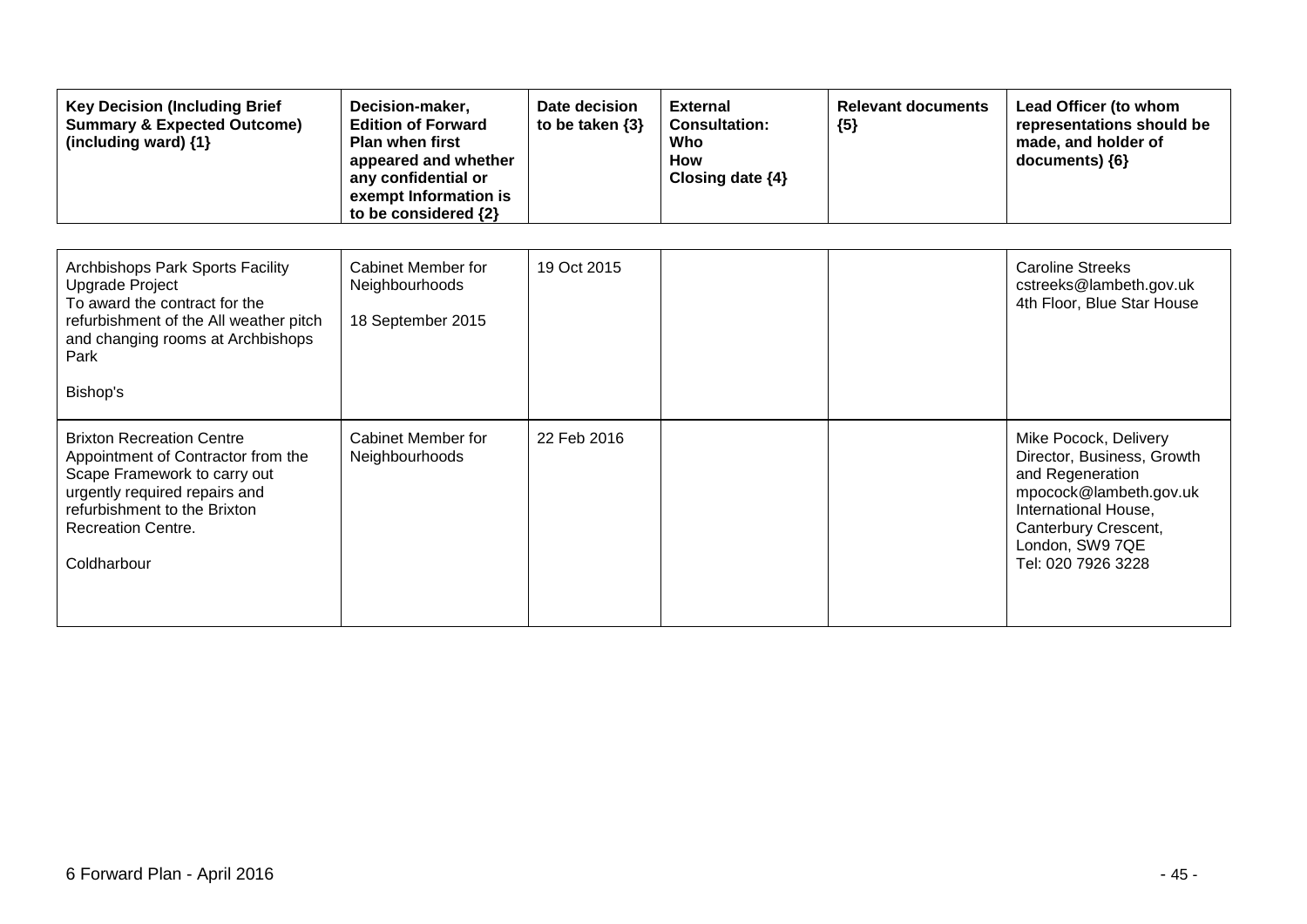| Key Decision (Including Brief Summary & Expected Outcome) (including ward) {1} | Decision-maker, Edition of Forward Plan when first appeared and whether any confidential or exempt Information is to be considered {2} | Date decision to be taken {3} | External Consultation: Who How Closing date {4} | Relevant documents {5} | Lead Officer (to whom representations should be made, and holder of documents) {6} |
|---|---|---|---|---|---|
| Archbishops Park Sports Facility Upgrade Project<br>To award the contract for the refurbishment of the All weather pitch and changing rooms at Archbishops Park<br><br>Bishop's | Cabinet Member for Neighbourhoods<br><br>18 September 2015 | 19 Oct 2015 | | | Caroline Streeks<br>cstreeks@lambeth.gov.uk<br>4th Floor, Blue Star House |
| Brixton Recreation Centre<br>Appointment of Contractor from the Scape Framework to carry out urgently required repairs and refurbishment to the Brixton Recreation Centre.<br><br>Coldharbour | Cabinet Member for Neighbourhoods | 22 Feb 2016 | | | Mike Pocock, Delivery Director, Business, Growth and Regeneration<br>mpocock@lambeth.gov.uk<br>International House, Canterbury Crescent, London, SW9 7QE<br>Tel: 020 7926 3228 |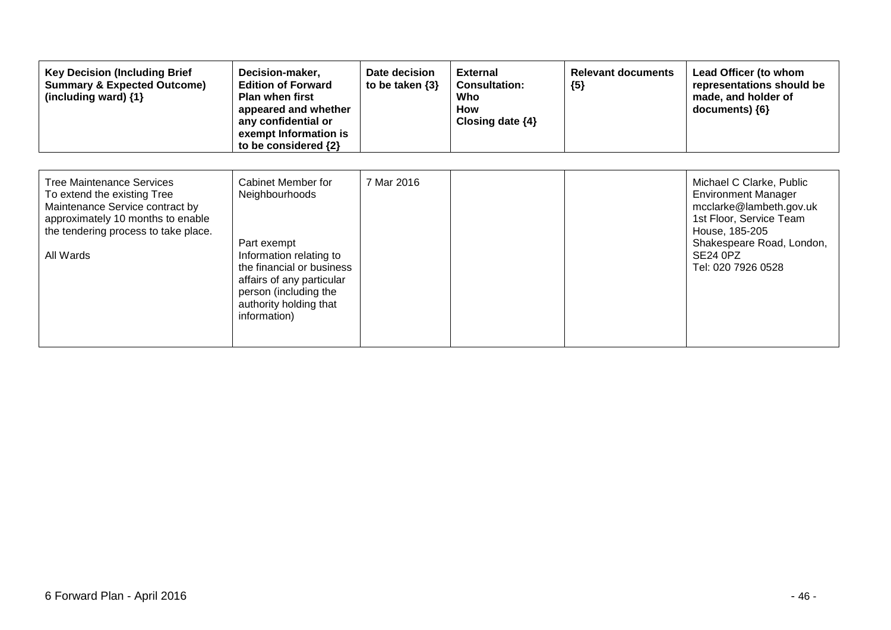| Key Decision (Including Brief Summary & Expected Outcome) (including ward) {1} | Decision-maker, Edition of Forward Plan when first appeared and whether any confidential or exempt Information is to be considered {2} | Date decision to be taken {3} | External Consultation: Who How Closing date {4} | Relevant documents {5} | Lead Officer (to whom representations should be made, and holder of documents) {6} |
|---|---|---|---|---|---|
| Tree Maintenance Services<br>To extend the existing Tree Maintenance Service contract by approximately 10 months to enable the tendering process to take place.<br><br>All Wards | Cabinet Member for Neighbourhoods<br><br>Part exempt Information relating to the financial or business affairs of any particular person (including the authority holding that information) | 7 Mar 2016 | | | Michael C Clarke, Public Environment Manager<br>mcclarke@lambeth.gov.uk<br>1st Floor, Service Team House, 185-205 Shakespeare Road, London, SE24 0PZ<br>Tel: 020 7926 0528 |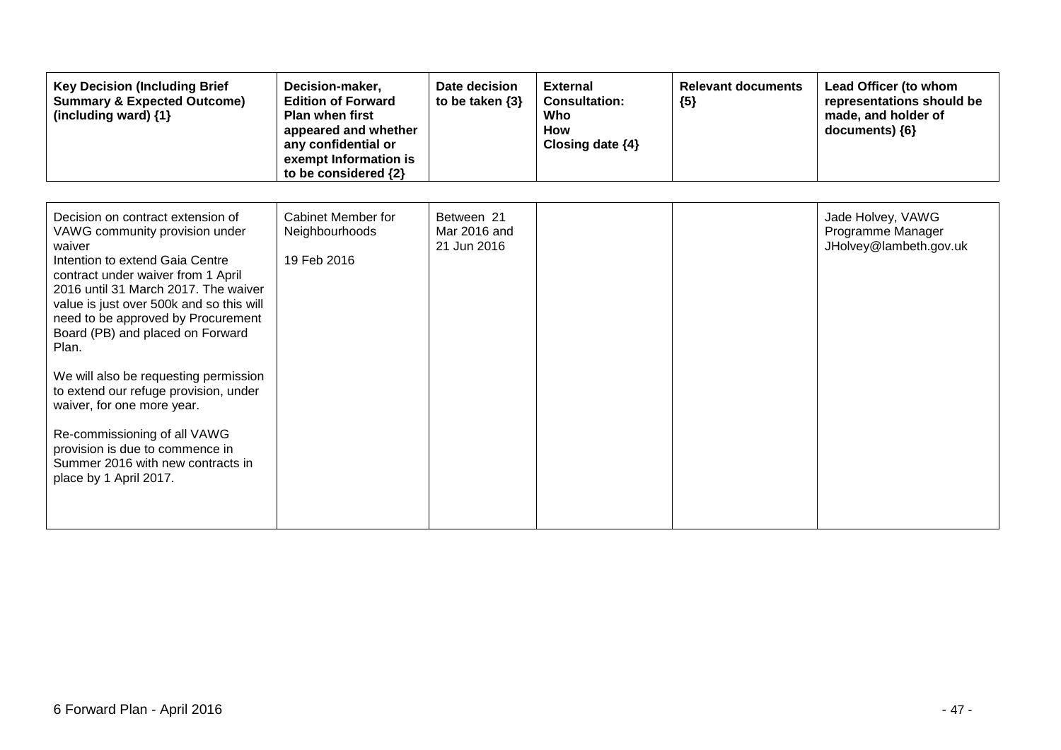| Key Decision (Including Brief Summary & Expected Outcome) (including ward) {1} | Decision-maker, Edition of Forward Plan when first appeared and whether any confidential or exempt Information is to be considered {2} | Date decision to be taken {3} | External Consultation: Who How Closing date {4} | Relevant documents {5} | Lead Officer (to whom representations should be made, and holder of documents) {6} |
|---|---|---|---|---|---|
| Decision on contract extension of VAWG community provision under waiver<br>Intention to extend Gaia Centre contract under waiver from 1 April 2016 until 31 March 2017. The waiver value is just over 500k and so this will need to be approved by Procurement Board (PB) and placed on Forward Plan.<br><br>We will also be requesting permission to extend our refuge provision, under waiver, for one more year.<br><br>Re-commissioning of all VAWG provision is due to commence in Summer 2016 with new contracts in place by 1 April 2017. | Cabinet Member for Neighbourhoods<br><br>19 Feb 2016 | Between 21 Mar 2016 and 21 Jun 2016 | | | Jade Holvey, VAWG Programme Manager JHolvey@lambeth.gov.uk |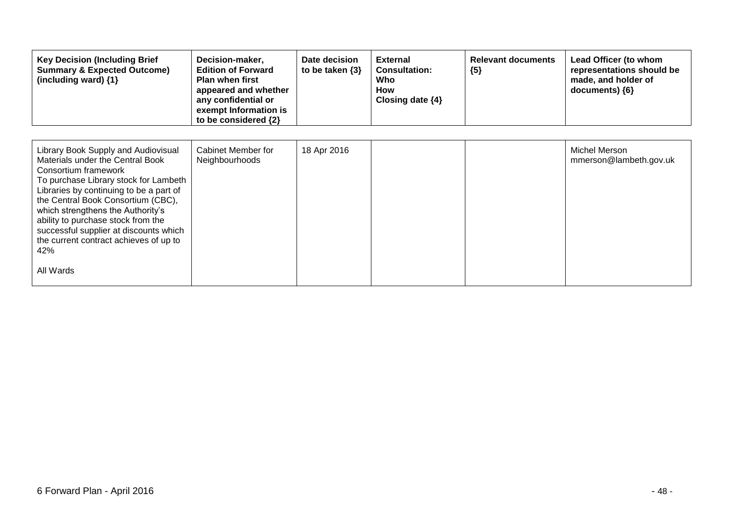| Key Decision (Including Brief Summary & Expected Outcome) (including ward) {1} | Decision-maker, Edition of Forward Plan when first appeared and whether any confidential or exempt Information is to be considered {2} | Date decision to be taken {3} | External Consultation: Who How Closing date {4} | Relevant documents {5} | Lead Officer (to whom representations should be made, and holder of documents) {6} |
|---|---|---|---|---|---|
| Library Book Supply and Audiovisual Materials under the Central Book Consortium framework<br>To purchase Library stock for Lambeth Libraries by continuing to be a part of the Central Book Consortium (CBC), which strengthens the Authority's ability to purchase stock from the successful supplier at discounts which the current contract achieves of up to 42%<br><br>All Wards | Cabinet Member for Neighbourhoods | 18 Apr 2016 | | | Michel Merson<br>mmerson@lambeth.gov.uk |